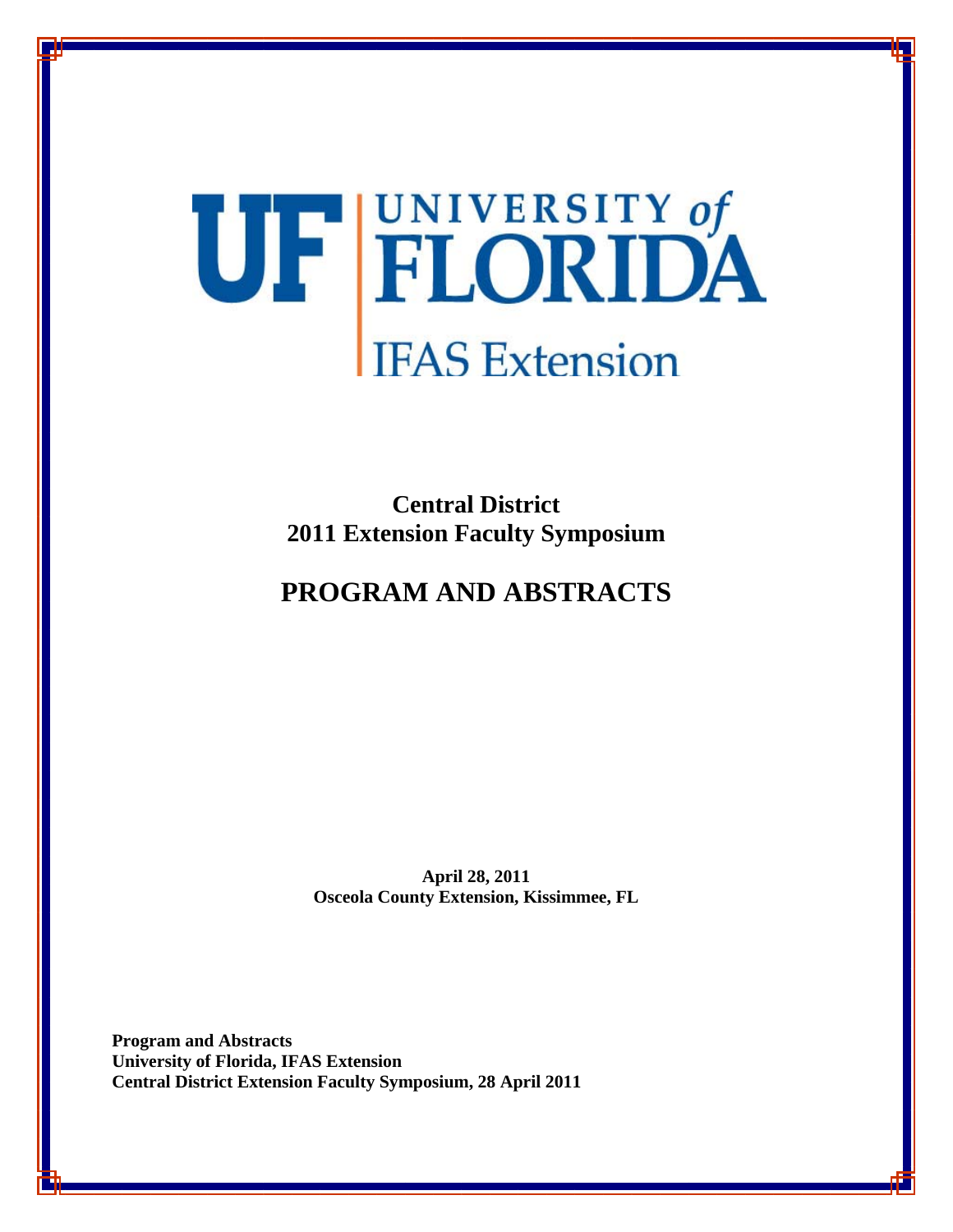UF | UNIVERSITY of FLORIDA

IFAS Extension

# Central District
# 2011 Extension Faculty Symposium

# PROGRAM AND ABSTRACTS

**April 28, 2011**
**Osceola County Extension, Kissimmee, FL**

**Program and Abstracts**
**University of Florida, IFAS Extension**
**Central District Extension Faculty Symposium, 28 April 2011**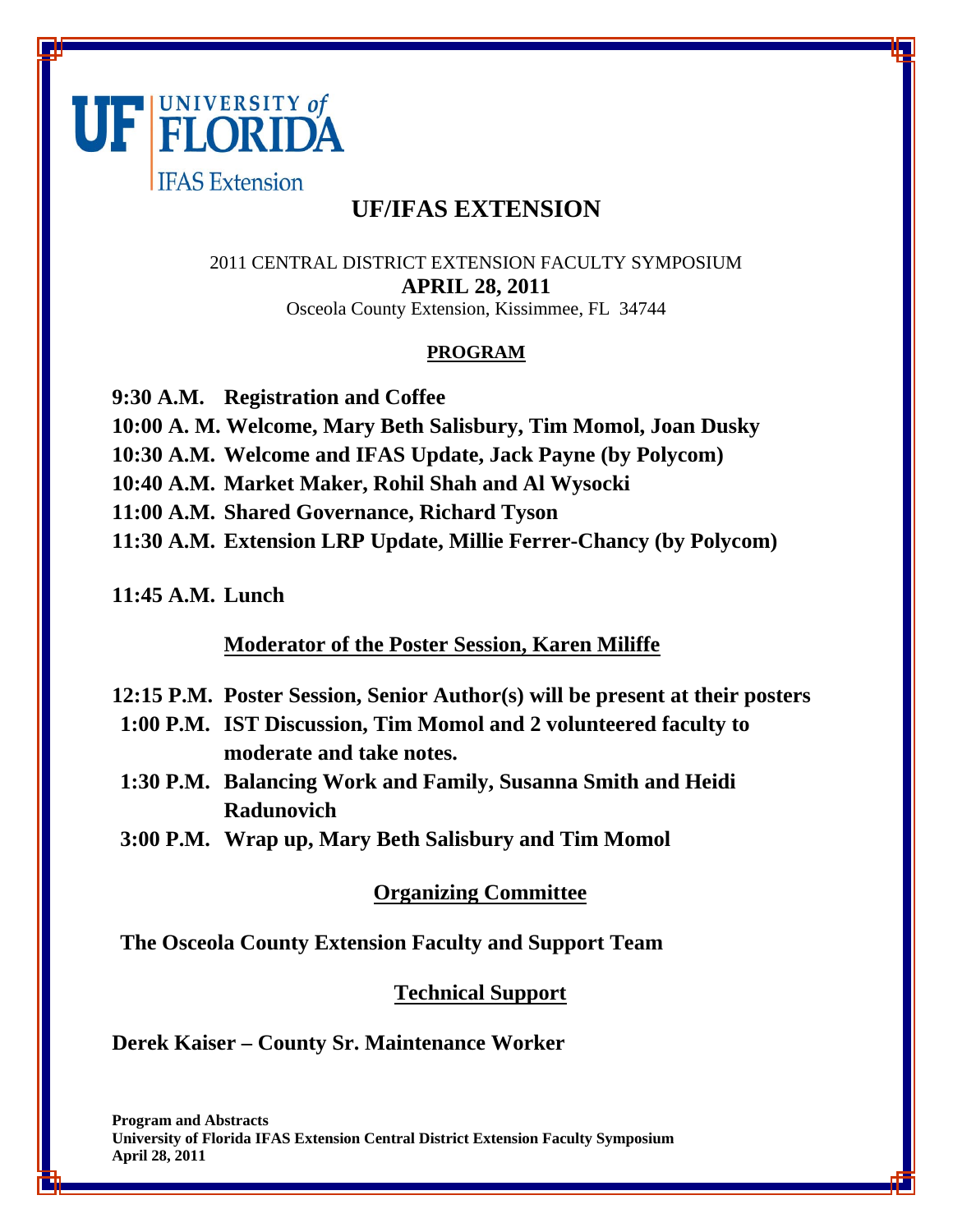UF | UNIVERSITY of FLORIDA
IFAS Extension

# UF/IFAS EXTENSION

2011 CENTRAL DISTRICT EXTENSION FACULTY SYMPOSIUM
**APRIL 28, 2011**
Osceola County Extension, Kissimmee, FL 34744

## PROGRAM

**9:30 A.M. Registration and Coffee**
**10:00 A. M. Welcome, Mary Beth Salisbury, Tim Momol, Joan Dusky**
**10:30 A.M. Welcome and IFAS Update, Jack Payne (by Polycom)**
**10:40 A.M. Market Maker, Rohil Shah and Al Wysocki**
**11:00 A.M. Shared Governance, Richard Tyson**
**11:30 A.M. Extension LRP Update, Millie Ferrer-Chancy (by Polycom)**

**11:45 A.M. Lunch**

**Moderator of the Poster Session, Karen Miliffe**

**12:15 P.M. Poster Session, Senior Author(s) will be present at their posters**
**1:00 P.M. IST Discussion, Tim Momol and 2 volunteered faculty to moderate and take notes.**
**1:30 P.M. Balancing Work and Family, Susanna Smith and Heidi Radunovich**
**3:00 P.M. Wrap up, Mary Beth Salisbury and Tim Momol**

## Organizing Committee

**The Osceola County Extension Faculty and Support Team**

## Technical Support

**Derek Kaiser – County Sr. Maintenance Worker**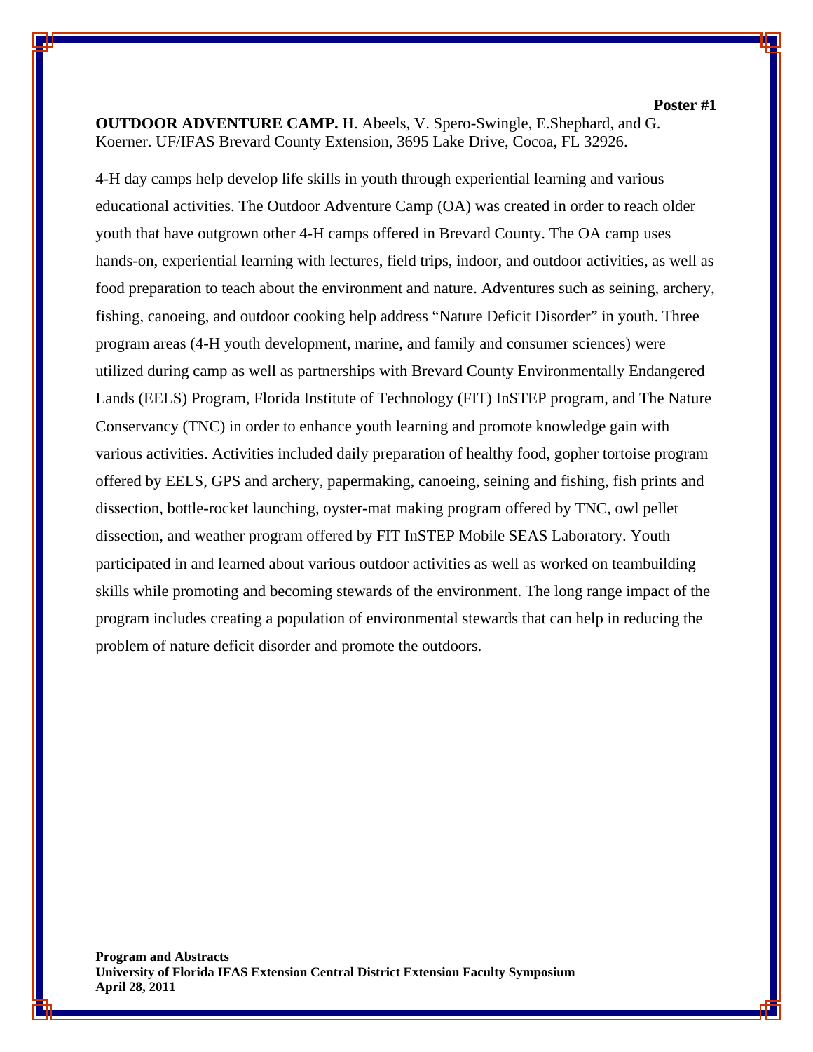**Poster #1**

**OUTDOOR ADVENTURE CAMP.** H. Abeels, V. Spero-Swingle, E.Shephard, and G. Koerner. UF/IFAS Brevard County Extension, 3695 Lake Drive, Cocoa, FL 32926.

4-H day camps help develop life skills in youth through experiential learning and various educational activities. The Outdoor Adventure Camp (OA) was created in order to reach older youth that have outgrown other 4-H camps offered in Brevard County. The OA camp uses hands-on, experiential learning with lectures, field trips, indoor, and outdoor activities, as well as food preparation to teach about the environment and nature. Adventures such as seining, archery, fishing, canoeing, and outdoor cooking help address "Nature Deficit Disorder" in youth. Three program areas (4-H youth development, marine, and family and consumer sciences) were utilized during camp as well as partnerships with Brevard County Environmentally Endangered Lands (EELS) Program, Florida Institute of Technology (FIT) InSTEP program, and The Nature Conservancy (TNC) in order to enhance youth learning and promote knowledge gain with various activities. Activities included daily preparation of healthy food, gopher tortoise program offered by EELS, GPS and archery, papermaking, canoeing, seining and fishing, fish prints and dissection, bottle-rocket launching, oyster-mat making program offered by TNC, owl pellet dissection, and weather program offered by FIT InSTEP Mobile SEAS Laboratory. Youth participated in and learned about various outdoor activities as well as worked on teambuilding skills while promoting and becoming stewards of the environment. The long range impact of the program includes creating a population of environmental stewards that can help in reducing the problem of nature deficit disorder and promote the outdoors.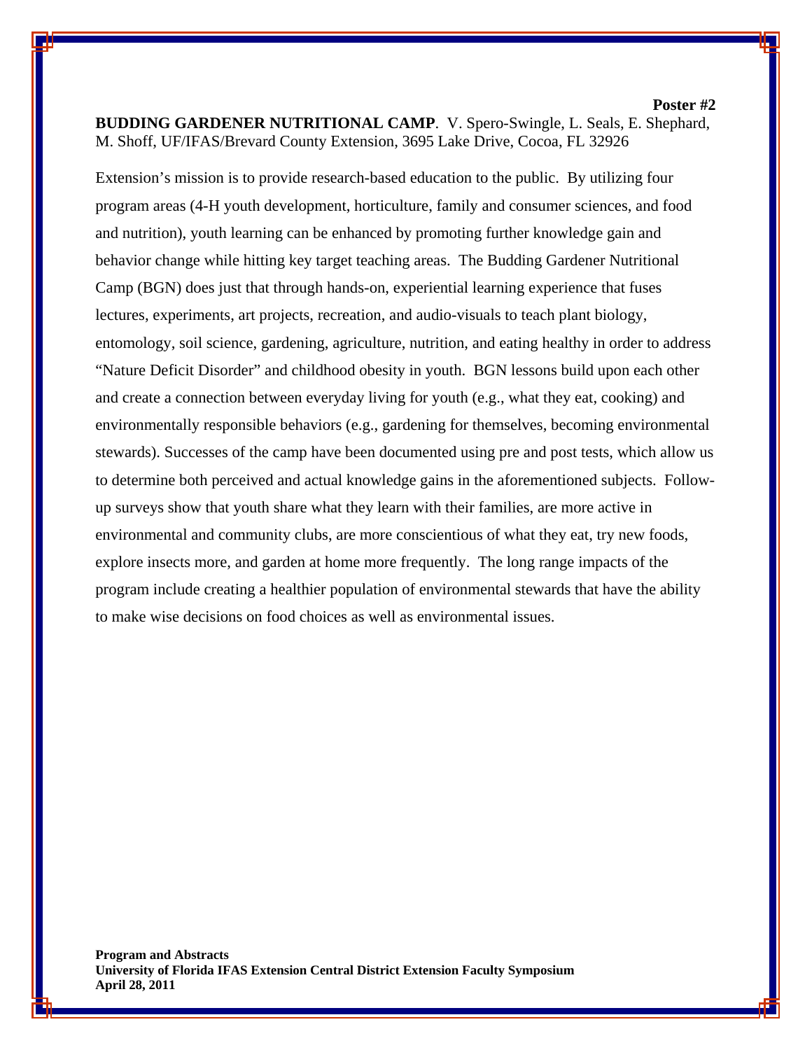**Poster #2**

**BUDDING GARDENER NUTRITIONAL CAMP**. V. Spero-Swingle, L. Seals, E. Shephard, M. Shoff, UF/IFAS/Brevard County Extension, 3695 Lake Drive, Cocoa, FL 32926

Extension's mission is to provide research-based education to the public. By utilizing four program areas (4-H youth development, horticulture, family and consumer sciences, and food and nutrition), youth learning can be enhanced by promoting further knowledge gain and behavior change while hitting key target teaching areas. The Budding Gardener Nutritional Camp (BGN) does just that through hands-on, experiential learning experience that fuses lectures, experiments, art projects, recreation, and audio-visuals to teach plant biology, entomology, soil science, gardening, agriculture, nutrition, and eating healthy in order to address "Nature Deficit Disorder" and childhood obesity in youth. BGN lessons build upon each other and create a connection between everyday living for youth (e.g., what they eat, cooking) and environmentally responsible behaviors (e.g., gardening for themselves, becoming environmental stewards). Successes of the camp have been documented using pre and post tests, which allow us to determine both perceived and actual knowledge gains in the aforementioned subjects. Follow-up surveys show that youth share what they learn with their families, are more active in environmental and community clubs, are more conscientious of what they eat, try new foods, explore insects more, and garden at home more frequently. The long range impacts of the program include creating a healthier population of environmental stewards that have the ability to make wise decisions on food choices as well as environmental issues.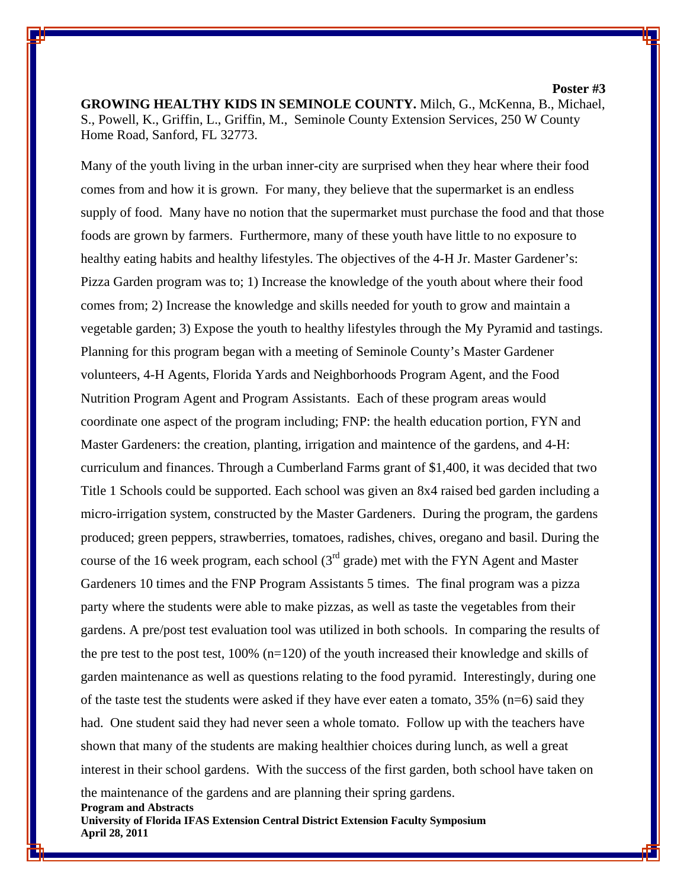**Poster #3**

**GROWING HEALTHY KIDS IN SEMINOLE COUNTY.** Milch, G., McKenna, B., Michael, S., Powell, K., Griffin, L., Griffin, M., Seminole County Extension Services, 250 W County Home Road, Sanford, FL 32773.

Many of the youth living in the urban inner-city are surprised when they hear where their food comes from and how it is grown. For many, they believe that the supermarket is an endless supply of food. Many have no notion that the supermarket must purchase the food and that those foods are grown by farmers. Furthermore, many of these youth have little to no exposure to healthy eating habits and healthy lifestyles. The objectives of the 4-H Jr. Master Gardener's: Pizza Garden program was to; 1) Increase the knowledge of the youth about where their food comes from; 2) Increase the knowledge and skills needed for youth to grow and maintain a vegetable garden; 3) Expose the youth to healthy lifestyles through the My Pyramid and tastings. Planning for this program began with a meeting of Seminole County's Master Gardener volunteers, 4-H Agents, Florida Yards and Neighborhoods Program Agent, and the Food Nutrition Program Agent and Program Assistants. Each of these program areas would coordinate one aspect of the program including; FNP: the health education portion, FYN and Master Gardeners: the creation, planting, irrigation and maintence of the gardens, and 4-H: curriculum and finances. Through a Cumberland Farms grant of $1,400, it was decided that two Title 1 Schools could be supported. Each school was given an 8x4 raised bed garden including a micro-irrigation system, constructed by the Master Gardeners. During the program, the gardens produced; green peppers, strawberries, tomatoes, radishes, chives, oregano and basil. During the course of the 16 week program, each school (3rd grade) met with the FYN Agent and Master Gardeners 10 times and the FNP Program Assistants 5 times. The final program was a pizza party where the students were able to make pizzas, as well as taste the vegetables from their gardens. A pre/post test evaluation tool was utilized in both schools. In comparing the results of the pre test to the post test, 100% (n=120) of the youth increased their knowledge and skills of garden maintenance as well as questions relating to the food pyramid. Interestingly, during one of the taste test the students were asked if they have ever eaten a tomato, 35% (n=6) said they had. One student said they had never seen a whole tomato. Follow up with the teachers have shown that many of the students are making healthier choices during lunch, as well a great interest in their school gardens. With the success of the first garden, both school have taken on the maintenance of the gardens and are planning their spring gardens.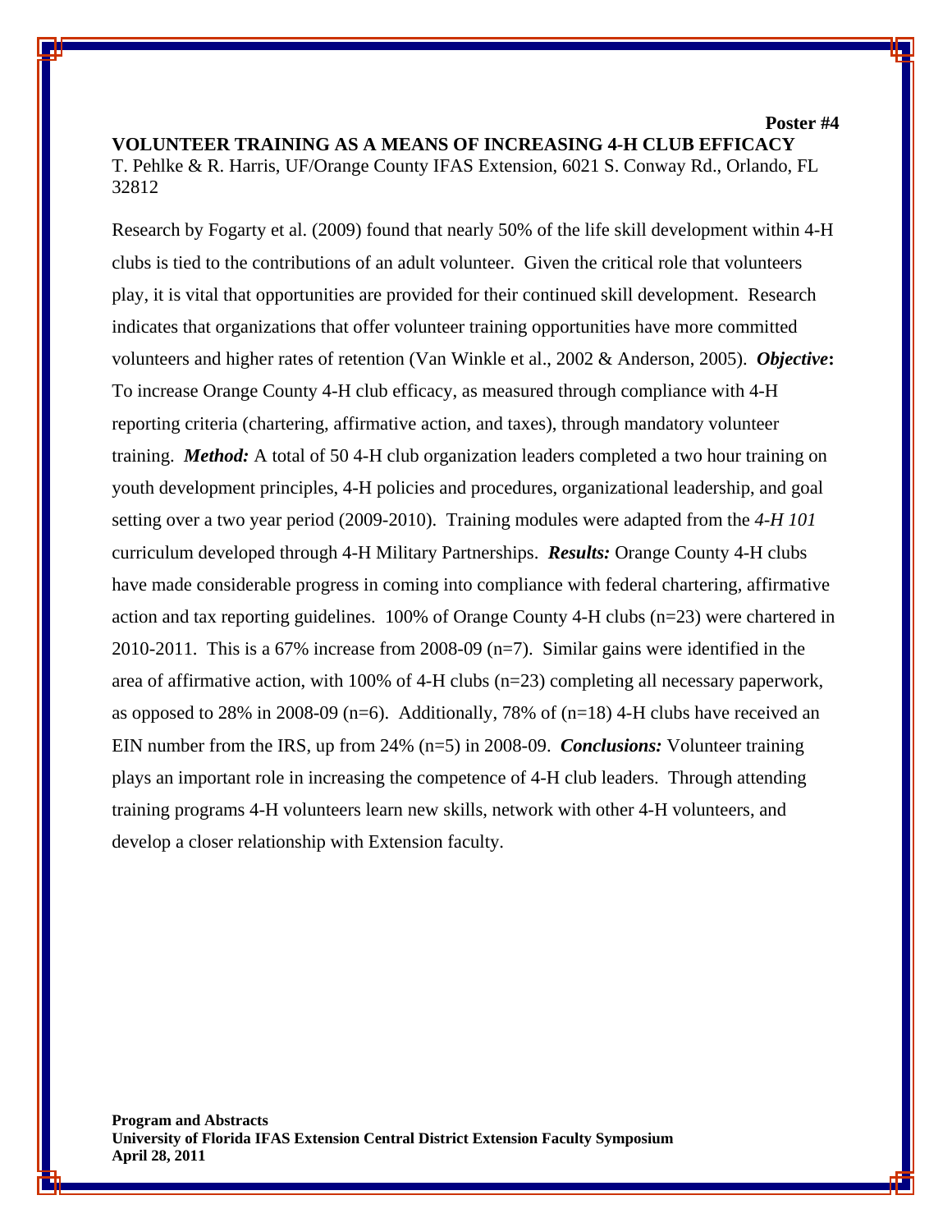Poster #4

## VOLUNTEER TRAINING AS A MEANS OF INCREASING 4-H CLUB EFFICACY

T. Pehlke & R. Harris, UF/Orange County IFAS Extension, 6021 S. Conway Rd., Orlando, FL 32812

Research by Fogarty et al. (2009) found that nearly 50% of the life skill development within 4-H clubs is tied to the contributions of an adult volunteer. Given the critical role that volunteers play, it is vital that opportunities are provided for their continued skill development. Research indicates that organizations that offer volunteer training opportunities have more committed volunteers and higher rates of retention (Van Winkle et al., 2002 & Anderson, 2005). ***Objective*:** To increase Orange County 4-H club efficacy, as measured through compliance with 4-H reporting criteria (chartering, affirmative action, and taxes), through mandatory volunteer training. ***Method:*** A total of 50 4-H club organization leaders completed a two hour training on youth development principles, 4-H policies and procedures, organizational leadership, and goal setting over a two year period (2009-2010). Training modules were adapted from the *4-H 101* curriculum developed through 4-H Military Partnerships. ***Results:*** Orange County 4-H clubs have made considerable progress in coming into compliance with federal chartering, affirmative action and tax reporting guidelines. 100% of Orange County 4-H clubs (n=23) were chartered in 2010-2011. This is a 67% increase from 2008-09 (n=7). Similar gains were identified in the area of affirmative action, with 100% of 4-H clubs (n=23) completing all necessary paperwork, as opposed to 28% in 2008-09 (n=6). Additionally, 78% of (n=18) 4-H clubs have received an EIN number from the IRS, up from 24% (n=5) in 2008-09. ***Conclusions:*** Volunteer training plays an important role in increasing the competence of 4-H club leaders. Through attending training programs 4-H volunteers learn new skills, network with other 4-H volunteers, and develop a closer relationship with Extension faculty.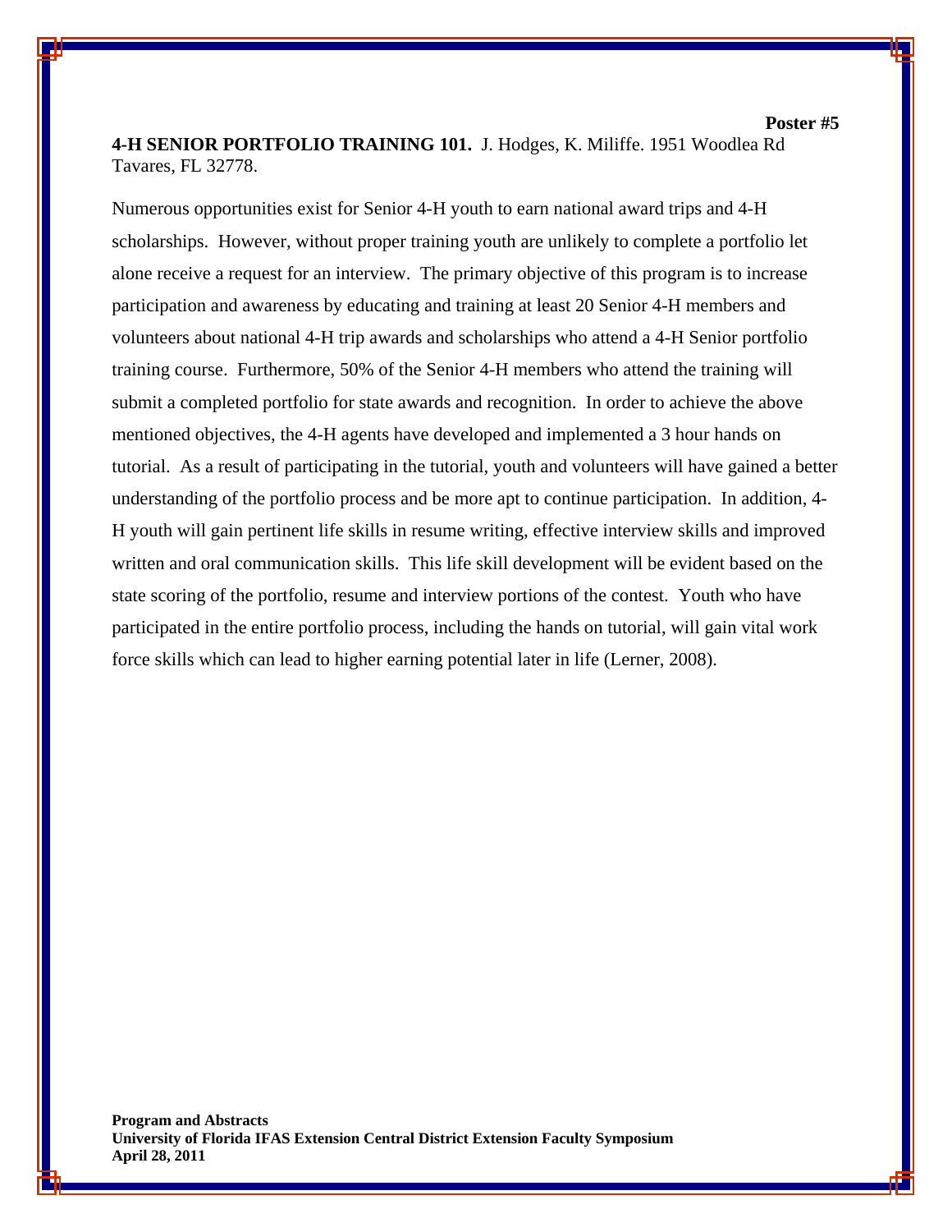**Poster #5**

**4-H SENIOR PORTFOLIO TRAINING 101.** J. Hodges, K. Miliffe. 1951 Woodlea Rd Tavares, FL 32778.

Numerous opportunities exist for Senior 4-H youth to earn national award trips and 4-H scholarships. However, without proper training youth are unlikely to complete a portfolio let alone receive a request for an interview. The primary objective of this program is to increase participation and awareness by educating and training at least 20 Senior 4-H members and volunteers about national 4-H trip awards and scholarships who attend a 4-H Senior portfolio training course. Furthermore, 50% of the Senior 4-H members who attend the training will submit a completed portfolio for state awards and recognition. In order to achieve the above mentioned objectives, the 4-H agents have developed and implemented a 3 hour hands on tutorial. As a result of participating in the tutorial, youth and volunteers will have gained a better understanding of the portfolio process and be more apt to continue participation. In addition, 4-H youth will gain pertinent life skills in resume writing, effective interview skills and improved written and oral communication skills. This life skill development will be evident based on the state scoring of the portfolio, resume and interview portions of the contest. Youth who have participated in the entire portfolio process, including the hands on tutorial, will gain vital work force skills which can lead to higher earning potential later in life (Lerner, 2008).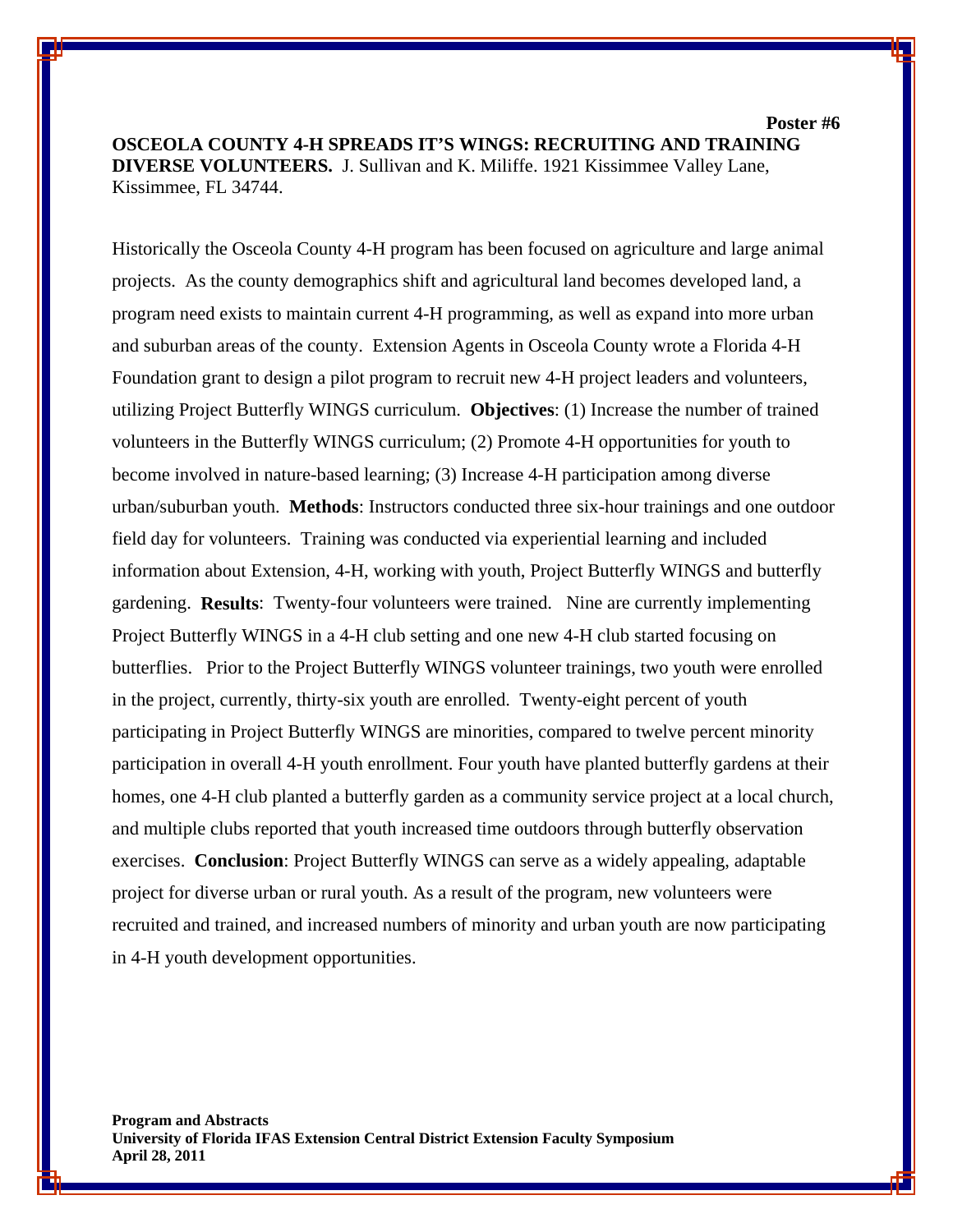**Poster #6**

**OSCEOLA COUNTY 4-H SPREADS IT'S WINGS: RECRUITING AND TRAINING DIVERSE VOLUNTEERS.** J. Sullivan and K. Miliffe. 1921 Kissimmee Valley Lane, Kissimmee, FL 34744.

Historically the Osceola County 4-H program has been focused on agriculture and large animal projects. As the county demographics shift and agricultural land becomes developed land, a program need exists to maintain current 4-H programming, as well as expand into more urban and suburban areas of the county. Extension Agents in Osceola County wrote a Florida 4-H Foundation grant to design a pilot program to recruit new 4-H project leaders and volunteers, utilizing Project Butterfly WINGS curriculum. **Objectives**: (1) Increase the number of trained volunteers in the Butterfly WINGS curriculum; (2) Promote 4-H opportunities for youth to become involved in nature-based learning; (3) Increase 4-H participation among diverse urban/suburban youth. **Methods**: Instructors conducted three six-hour trainings and one outdoor field day for volunteers. Training was conducted via experiential learning and included information about Extension, 4-H, working with youth, Project Butterfly WINGS and butterfly gardening. **Results**: Twenty-four volunteers were trained. Nine are currently implementing Project Butterfly WINGS in a 4-H club setting and one new 4-H club started focusing on butterflies. Prior to the Project Butterfly WINGS volunteer trainings, two youth were enrolled in the project, currently, thirty-six youth are enrolled. Twenty-eight percent of youth participating in Project Butterfly WINGS are minorities, compared to twelve percent minority participation in overall 4-H youth enrollment. Four youth have planted butterfly gardens at their homes, one 4-H club planted a butterfly garden as a community service project at a local church, and multiple clubs reported that youth increased time outdoors through butterfly observation exercises. **Conclusion**: Project Butterfly WINGS can serve as a widely appealing, adaptable project for diverse urban or rural youth. As a result of the program, new volunteers were recruited and trained, and increased numbers of minority and urban youth are now participating in 4-H youth development opportunities.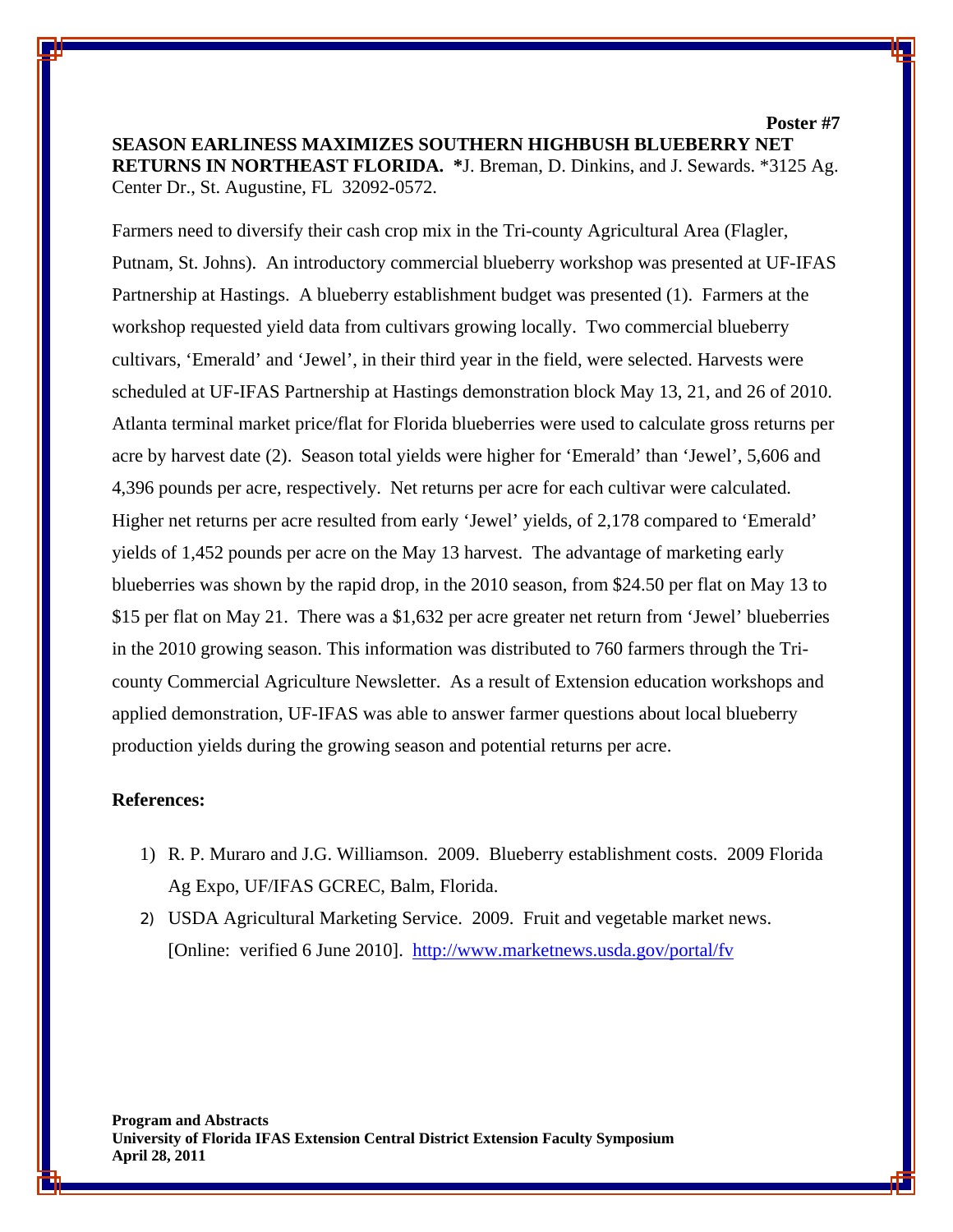**Poster #7**

**SEASON EARLINESS MAXIMIZES SOUTHERN HIGHBUSH BLUEBERRY NET RETURNS IN NORTHEAST FLORIDA.** ***J. Breman, D. Dinkins, and J. Sewards. *3125 Ag. Center Dr., St. Augustine, FL 32092-0572.

Farmers need to diversify their cash crop mix in the Tri-county Agricultural Area (Flagler, Putnam, St. Johns). An introductory commercial blueberry workshop was presented at UF-IFAS Partnership at Hastings. A blueberry establishment budget was presented (1). Farmers at the workshop requested yield data from cultivars growing locally. Two commercial blueberry cultivars, 'Emerald' and 'Jewel', in their third year in the field, were selected. Harvests were scheduled at UF-IFAS Partnership at Hastings demonstration block May 13, 21, and 26 of 2010. Atlanta terminal market price/flat for Florida blueberries were used to calculate gross returns per acre by harvest date (2). Season total yields were higher for 'Emerald' than 'Jewel', 5,606 and 4,396 pounds per acre, respectively. Net returns per acre for each cultivar were calculated. Higher net returns per acre resulted from early 'Jewel' yields, of 2,178 compared to 'Emerald' yields of 1,452 pounds per acre on the May 13 harvest. The advantage of marketing early blueberries was shown by the rapid drop, in the 2010 season, from $24.50 per flat on May 13 to $15 per flat on May 21. There was a $1,632 per acre greater net return from 'Jewel' blueberries in the 2010 growing season. This information was distributed to 760 farmers through the Tri-county Commercial Agriculture Newsletter. As a result of Extension education workshops and applied demonstration, UF-IFAS was able to answer farmer questions about local blueberry production yields during the growing season and potential returns per acre.

**References:**

1) R. P. Muraro and J.G. Williamson. 2009. Blueberry establishment costs. 2009 Florida Ag Expo, UF/IFAS GCREC, Balm, Florida.
2) USDA Agricultural Marketing Service. 2009. Fruit and vegetable market news. [Online: verified 6 June 2010]. http://www.marketnews.usda.gov/portal/fv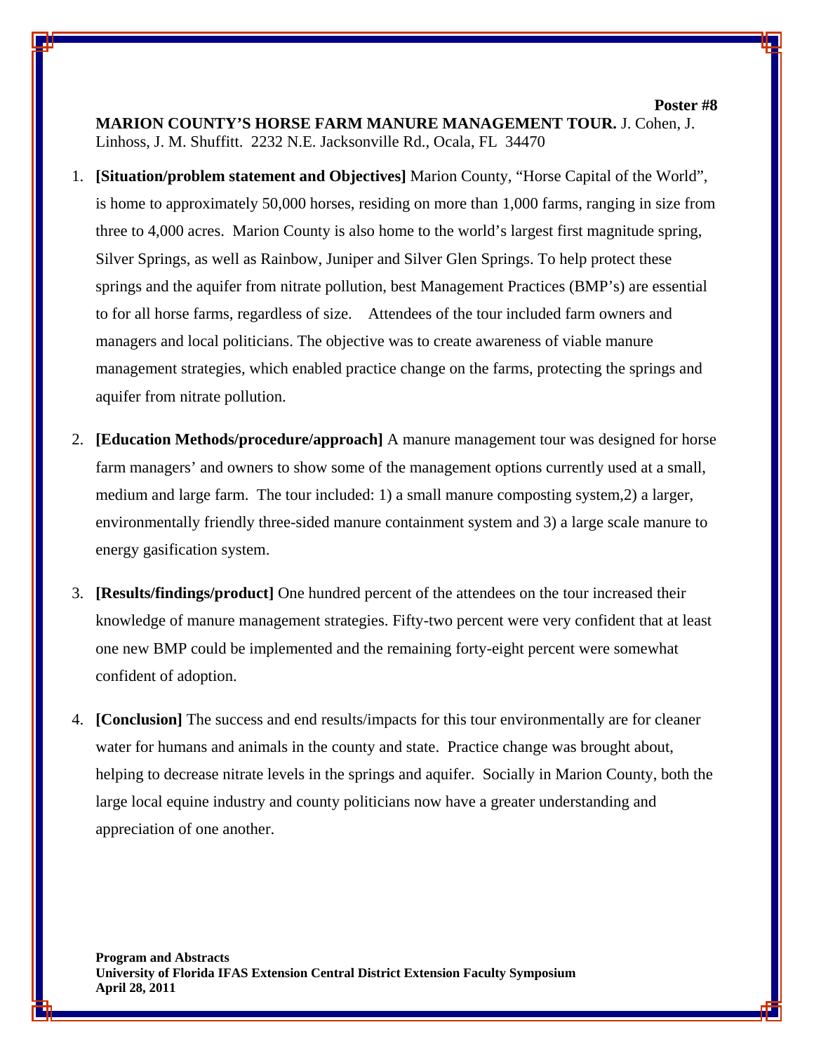**Poster #8**

**MARION COUNTY'S HORSE FARM MANURE MANAGEMENT TOUR.** J. Cohen, J. Linhoss, J. M. Shuffitt. 2232 N.E. Jacksonville Rd., Ocala, FL 34470

1. **[Situation/problem statement and Objectives]** Marion County, "Horse Capital of the World", is home to approximately 50,000 horses, residing on more than 1,000 farms, ranging in size from three to 4,000 acres. Marion County is also home to the world's largest first magnitude spring, Silver Springs, as well as Rainbow, Juniper and Silver Glen Springs. To help protect these springs and the aquifer from nitrate pollution, best Management Practices (BMP's) are essential to for all horse farms, regardless of size. Attendees of the tour included farm owners and managers and local politicians. The objective was to create awareness of viable manure management strategies, which enabled practice change on the farms, protecting the springs and aquifer from nitrate pollution.

2. **[Education Methods/procedure/approach]** A manure management tour was designed for horse farm managers' and owners to show some of the management options currently used at a small, medium and large farm. The tour included: 1) a small manure composting system,2) a larger, environmentally friendly three-sided manure containment system and 3) a large scale manure to energy gasification system.

3. **[Results/findings/product]** One hundred percent of the attendees on the tour increased their knowledge of manure management strategies. Fifty-two percent were very confident that at least one new BMP could be implemented and the remaining forty-eight percent were somewhat confident of adoption.

4. **[Conclusion]** The success and end results/impacts for this tour environmentally are for cleaner water for humans and animals in the county and state. Practice change was brought about, helping to decrease nitrate levels in the springs and aquifer. Socially in Marion County, both the large local equine industry and county politicians now have a greater understanding and appreciation of one another.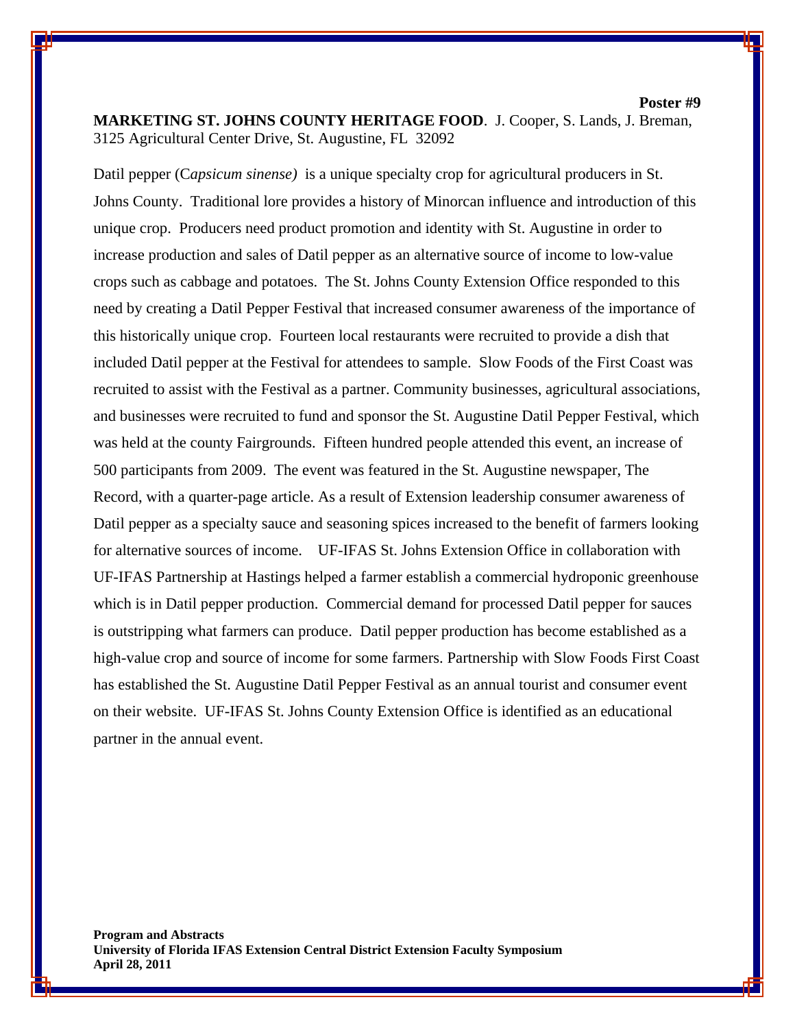**Poster #9**

**MARKETING ST. JOHNS COUNTY HERITAGE FOOD**. J. Cooper, S. Lands, J. Breman, 3125 Agricultural Center Drive, St. Augustine, FL 32092

Datil pepper (C*apsicum sinense)* is a unique specialty crop for agricultural producers in St. Johns County. Traditional lore provides a history of Minorcan influence and introduction of this unique crop. Producers need product promotion and identity with St. Augustine in order to increase production and sales of Datil pepper as an alternative source of income to low-value crops such as cabbage and potatoes. The St. Johns County Extension Office responded to this need by creating a Datil Pepper Festival that increased consumer awareness of the importance of this historically unique crop. Fourteen local restaurants were recruited to provide a dish that included Datil pepper at the Festival for attendees to sample. Slow Foods of the First Coast was recruited to assist with the Festival as a partner. Community businesses, agricultural associations, and businesses were recruited to fund and sponsor the St. Augustine Datil Pepper Festival, which was held at the county Fairgrounds. Fifteen hundred people attended this event, an increase of 500 participants from 2009. The event was featured in the St. Augustine newspaper, The Record, with a quarter-page article. As a result of Extension leadership consumer awareness of Datil pepper as a specialty sauce and seasoning spices increased to the benefit of farmers looking for alternative sources of income. UF-IFAS St. Johns Extension Office in collaboration with UF-IFAS Partnership at Hastings helped a farmer establish a commercial hydroponic greenhouse which is in Datil pepper production. Commercial demand for processed Datil pepper for sauces is outstripping what farmers can produce. Datil pepper production has become established as a high-value crop and source of income for some farmers. Partnership with Slow Foods First Coast has established the St. Augustine Datil Pepper Festival as an annual tourist and consumer event on their website. UF-IFAS St. Johns County Extension Office is identified as an educational partner in the annual event.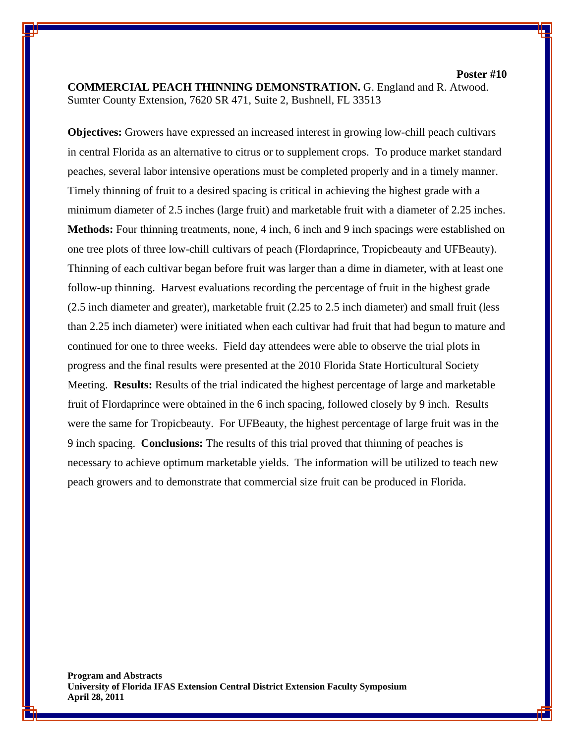**Poster #10**

**COMMERCIAL PEACH THINNING DEMONSTRATION.** G. England and R. Atwood. Sumter County Extension, 7620 SR 471, Suite 2, Bushnell, FL 33513

**Objectives:** Growers have expressed an increased interest in growing low-chill peach cultivars in central Florida as an alternative to citrus or to supplement crops. To produce market standard peaches, several labor intensive operations must be completed properly and in a timely manner. Timely thinning of fruit to a desired spacing is critical in achieving the highest grade with a minimum diameter of 2.5 inches (large fruit) and marketable fruit with a diameter of 2.25 inches. **Methods:** Four thinning treatments, none, 4 inch, 6 inch and 9 inch spacings were established on one tree plots of three low-chill cultivars of peach (Flordaprince, Tropicbeauty and UFBeauty). Thinning of each cultivar began before fruit was larger than a dime in diameter, with at least one follow-up thinning. Harvest evaluations recording the percentage of fruit in the highest grade (2.5 inch diameter and greater), marketable fruit (2.25 to 2.5 inch diameter) and small fruit (less than 2.25 inch diameter) were initiated when each cultivar had fruit that had begun to mature and continued for one to three weeks. Field day attendees were able to observe the trial plots in progress and the final results were presented at the 2010 Florida State Horticultural Society Meeting. **Results:** Results of the trial indicated the highest percentage of large and marketable fruit of Flordaprince were obtained in the 6 inch spacing, followed closely by 9 inch. Results were the same for Tropicbeauty. For UFBeauty, the highest percentage of large fruit was in the 9 inch spacing. **Conclusions:** The results of this trial proved that thinning of peaches is necessary to achieve optimum marketable yields. The information will be utilized to teach new peach growers and to demonstrate that commercial size fruit can be produced in Florida.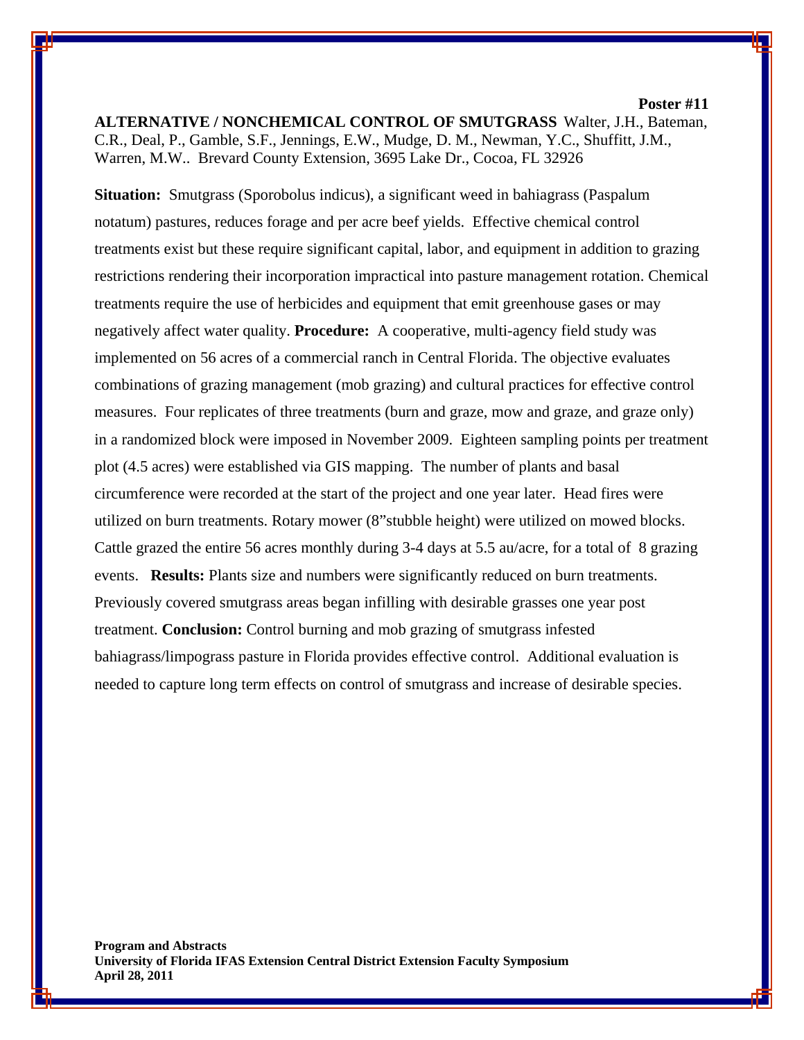**Poster #11**

**ALTERNATIVE / NONCHEMICAL CONTROL OF SMUTGRASS** Walter, J.H., Bateman, C.R., Deal, P., Gamble, S.F., Jennings, E.W., Mudge, D. M., Newman, Y.C., Shuffitt, J.M., Warren, M.W.. Brevard County Extension, 3695 Lake Dr., Cocoa, FL 32926

**Situation:** Smutgrass (Sporobolus indicus), a significant weed in bahiagrass (Paspalum notatum) pastures, reduces forage and per acre beef yields. Effective chemical control treatments exist but these require significant capital, labor, and equipment in addition to grazing restrictions rendering their incorporation impractical into pasture management rotation. Chemical treatments require the use of herbicides and equipment that emit greenhouse gases or may negatively affect water quality. **Procedure:** A cooperative, multi-agency field study was implemented on 56 acres of a commercial ranch in Central Florida. The objective evaluates combinations of grazing management (mob grazing) and cultural practices for effective control measures. Four replicates of three treatments (burn and graze, mow and graze, and graze only) in a randomized block were imposed in November 2009. Eighteen sampling points per treatment plot (4.5 acres) were established via GIS mapping. The number of plants and basal circumference were recorded at the start of the project and one year later. Head fires were utilized on burn treatments. Rotary mower (8"stubble height) were utilized on mowed blocks. Cattle grazed the entire 56 acres monthly during 3-4 days at 5.5 au/acre, for a total of 8 grazing events. **Results:** Plants size and numbers were significantly reduced on burn treatments. Previously covered smutgrass areas began infilling with desirable grasses one year post treatment. **Conclusion:** Control burning and mob grazing of smutgrass infested bahiagrass/limpograss pasture in Florida provides effective control. Additional evaluation is needed to capture long term effects on control of smutgrass and increase of desirable species.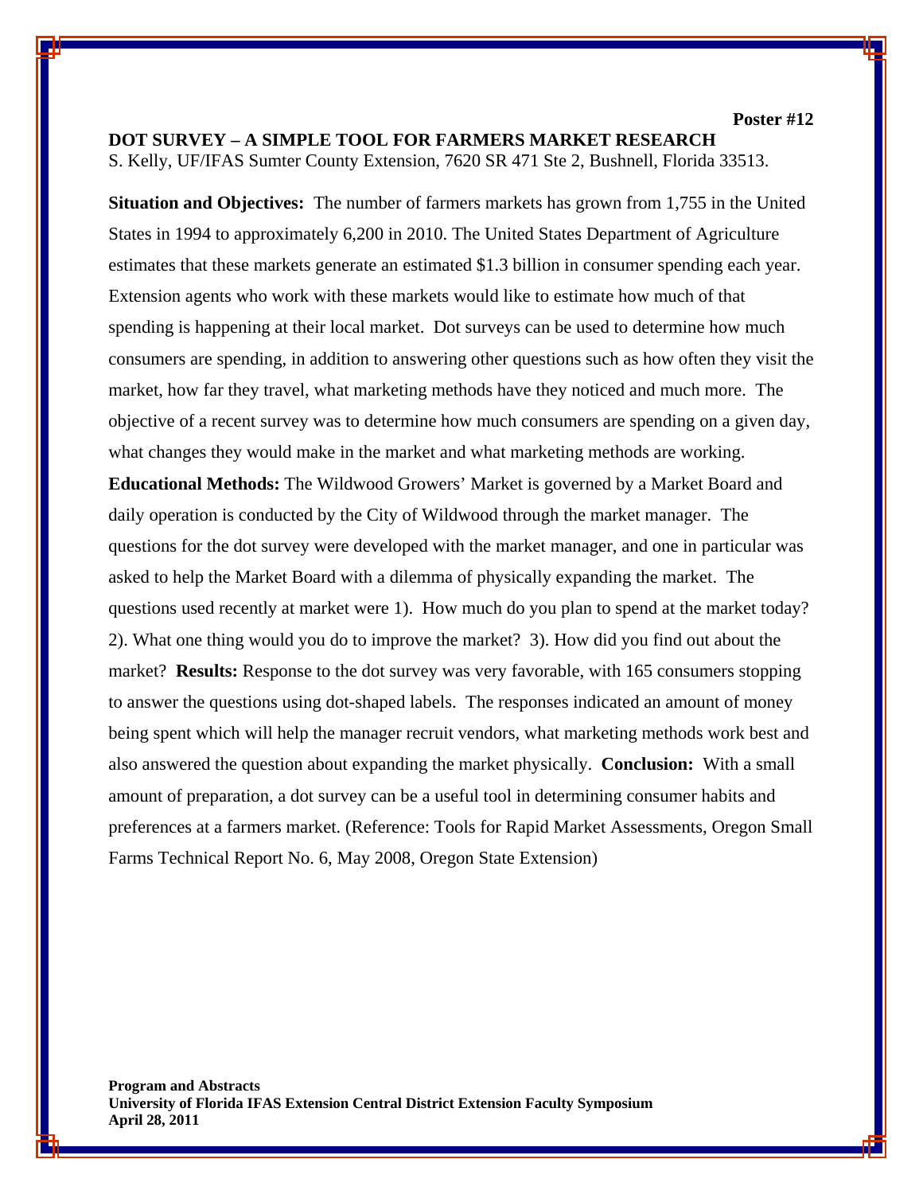Poster #12

## DOT SURVEY – A SIMPLE TOOL FOR FARMERS MARKET RESEARCH

S. Kelly, UF/IFAS Sumter County Extension, 7620 SR 471 Ste 2, Bushnell, Florida 33513.

**Situation and Objectives:** The number of farmers markets has grown from 1,755 in the United States in 1994 to approximately 6,200 in 2010. The United States Department of Agriculture estimates that these markets generate an estimated $1.3 billion in consumer spending each year. Extension agents who work with these markets would like to estimate how much of that spending is happening at their local market. Dot surveys can be used to determine how much consumers are spending, in addition to answering other questions such as how often they visit the market, how far they travel, what marketing methods have they noticed and much more. The objective of a recent survey was to determine how much consumers are spending on a given day, what changes they would make in the market and what marketing methods are working.

**Educational Methods:** The Wildwood Growers' Market is governed by a Market Board and daily operation is conducted by the City of Wildwood through the market manager. The questions for the dot survey were developed with the market manager, and one in particular was asked to help the Market Board with a dilemma of physically expanding the market. The questions used recently at market were 1). How much do you plan to spend at the market today? 2). What one thing would you do to improve the market? 3). How did you find out about the market? **Results:** Response to the dot survey was very favorable, with 165 consumers stopping to answer the questions using dot-shaped labels. The responses indicated an amount of money being spent which will help the manager recruit vendors, what marketing methods work best and also answered the question about expanding the market physically. **Conclusion:** With a small amount of preparation, a dot survey can be a useful tool in determining consumer habits and preferences at a farmers market. (Reference: Tools for Rapid Market Assessments, Oregon Small Farms Technical Report No. 6, May 2008, Oregon State Extension)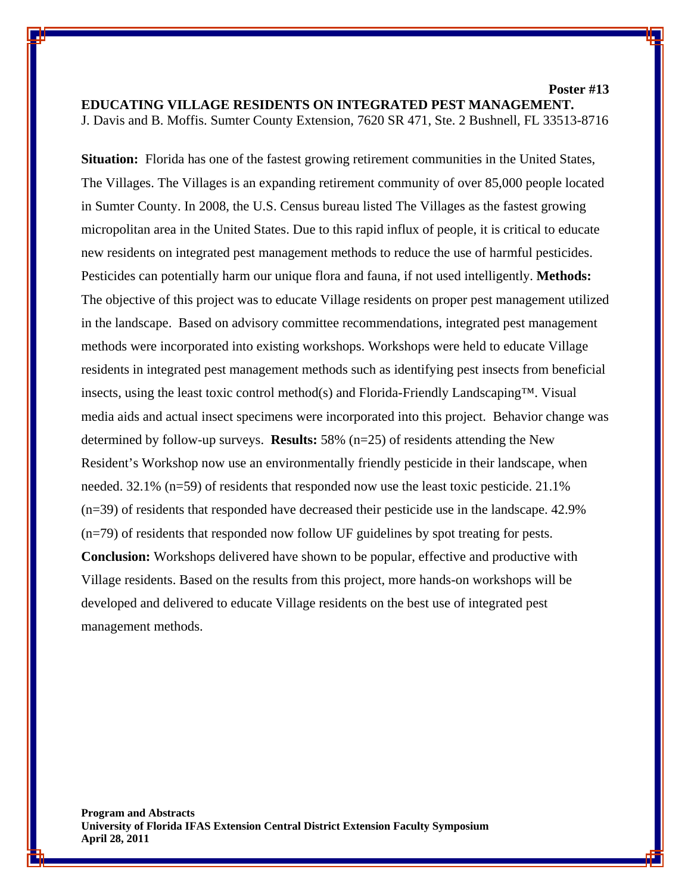**Poster #13**

**EDUCATING VILLAGE RESIDENTS ON INTEGRATED PEST MANAGEMENT.**
J. Davis and B. Moffis. Sumter County Extension, 7620 SR 471, Ste. 2 Bushnell, FL 33513-8716

**Situation:** Florida has one of the fastest growing retirement communities in the United States, The Villages. The Villages is an expanding retirement community of over 85,000 people located in Sumter County. In 2008, the U.S. Census bureau listed The Villages as the fastest growing micropolitan area in the United States. Due to this rapid influx of people, it is critical to educate new residents on integrated pest management methods to reduce the use of harmful pesticides. Pesticides can potentially harm our unique flora and fauna, if not used intelligently. **Methods:** The objective of this project was to educate Village residents on proper pest management utilized in the landscape. Based on advisory committee recommendations, integrated pest management methods were incorporated into existing workshops. Workshops were held to educate Village residents in integrated pest management methods such as identifying pest insects from beneficial insects, using the least toxic control method(s) and Florida-Friendly Landscaping™. Visual media aids and actual insect specimens were incorporated into this project. Behavior change was determined by follow-up surveys. **Results:** 58% (n=25) of residents attending the New Resident's Workshop now use an environmentally friendly pesticide in their landscape, when needed. 32.1% (n=59) of residents that responded now use the least toxic pesticide. 21.1% (n=39) of residents that responded have decreased their pesticide use in the landscape. 42.9% (n=79) of residents that responded now follow UF guidelines by spot treating for pests. **Conclusion:** Workshops delivered have shown to be popular, effective and productive with Village residents. Based on the results from this project, more hands-on workshops will be developed and delivered to educate Village residents on the best use of integrated pest management methods.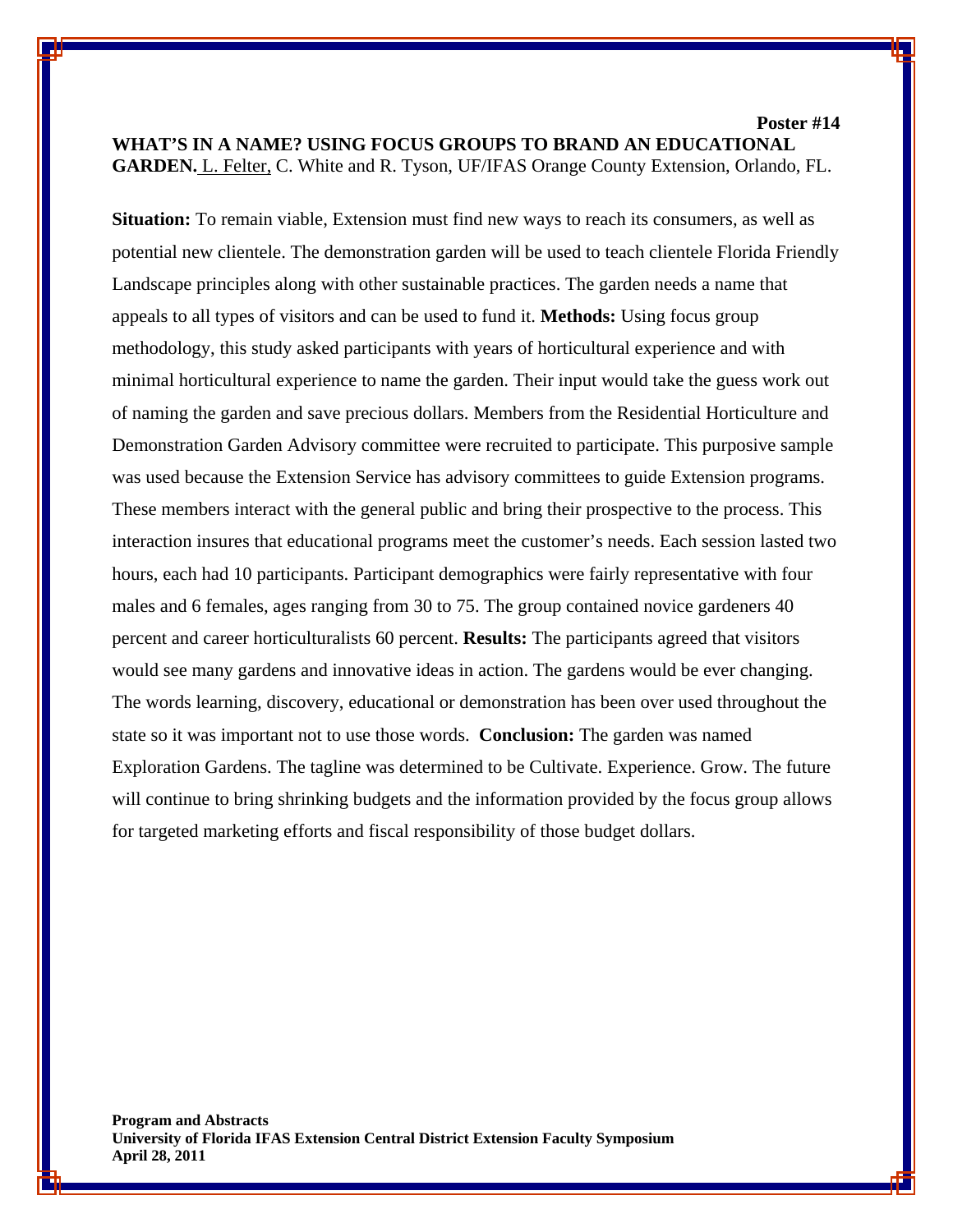**Poster #14**

**WHAT'S IN A NAME? USING FOCUS GROUPS TO BRAND AN EDUCATIONAL GARDEN.** L. Felter, C. White and R. Tyson, UF/IFAS Orange County Extension, Orlando, FL.

**Situation:** To remain viable, Extension must find new ways to reach its consumers, as well as potential new clientele. The demonstration garden will be used to teach clientele Florida Friendly Landscape principles along with other sustainable practices. The garden needs a name that appeals to all types of visitors and can be used to fund it. **Methods:** Using focus group methodology, this study asked participants with years of horticultural experience and with minimal horticultural experience to name the garden. Their input would take the guess work out of naming the garden and save precious dollars. Members from the Residential Horticulture and Demonstration Garden Advisory committee were recruited to participate. This purposive sample was used because the Extension Service has advisory committees to guide Extension programs. These members interact with the general public and bring their prospective to the process. This interaction insures that educational programs meet the customer's needs. Each session lasted two hours, each had 10 participants. Participant demographics were fairly representative with four males and 6 females, ages ranging from 30 to 75. The group contained novice gardeners 40 percent and career horticulturalists 60 percent. **Results:** The participants agreed that visitors would see many gardens and innovative ideas in action. The gardens would be ever changing. The words learning, discovery, educational or demonstration has been over used throughout the state so it was important not to use those words. **Conclusion:** The garden was named Exploration Gardens. The tagline was determined to be Cultivate. Experience. Grow. The future will continue to bring shrinking budgets and the information provided by the focus group allows for targeted marketing efforts and fiscal responsibility of those budget dollars.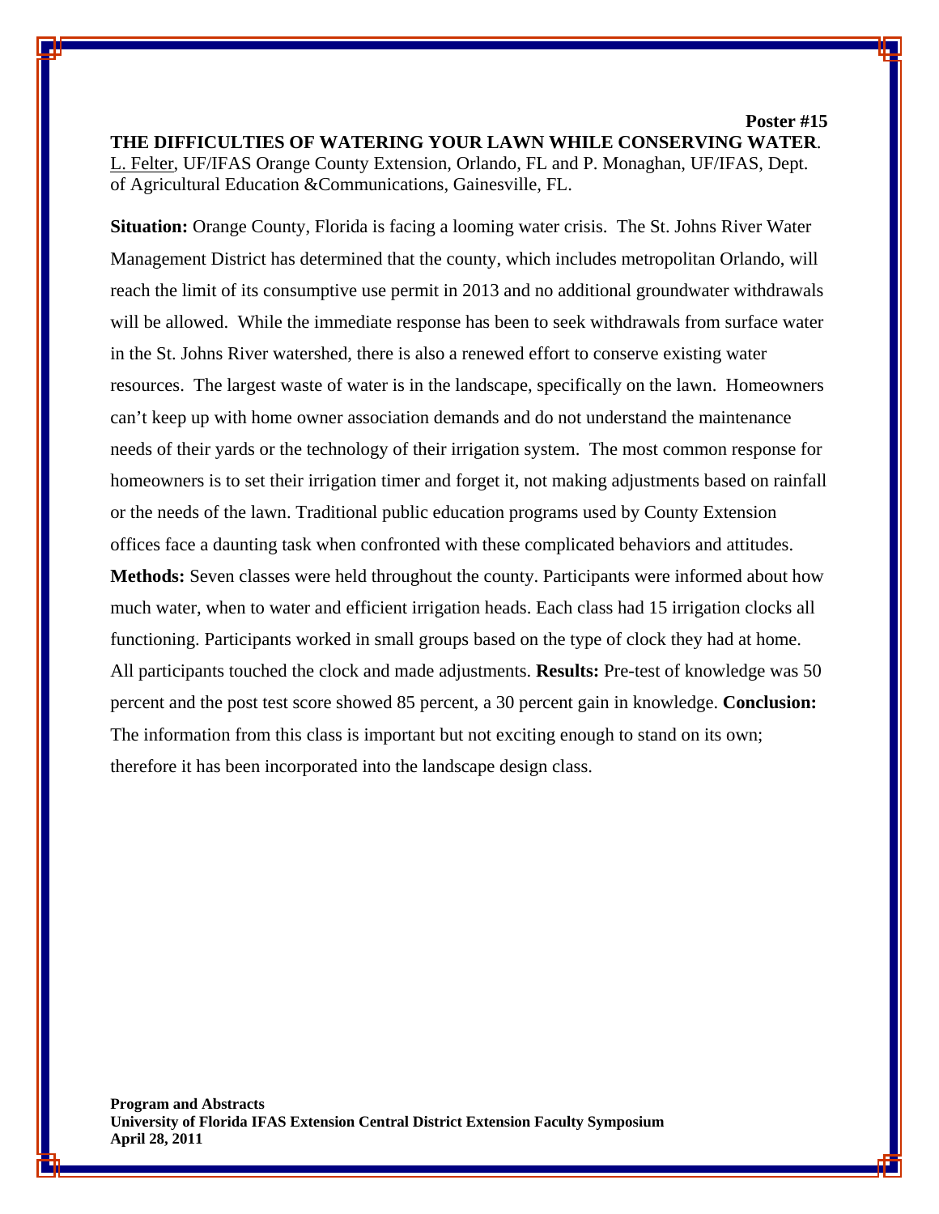**Poster #15**

**THE DIFFICULTIES OF WATERING YOUR LAWN WHILE CONSERVING WATER**. L. Felter, UF/IFAS Orange County Extension, Orlando, FL and P. Monaghan, UF/IFAS, Dept. of Agricultural Education &Communications, Gainesville, FL.

**Situation:** Orange County, Florida is facing a looming water crisis. The St. Johns River Water Management District has determined that the county, which includes metropolitan Orlando, will reach the limit of its consumptive use permit in 2013 and no additional groundwater withdrawals will be allowed. While the immediate response has been to seek withdrawals from surface water in the St. Johns River watershed, there is also a renewed effort to conserve existing water resources. The largest waste of water is in the landscape, specifically on the lawn. Homeowners can't keep up with home owner association demands and do not understand the maintenance needs of their yards or the technology of their irrigation system. The most common response for homeowners is to set their irrigation timer and forget it, not making adjustments based on rainfall or the needs of the lawn. Traditional public education programs used by County Extension offices face a daunting task when confronted with these complicated behaviors and attitudes. **Methods:** Seven classes were held throughout the county. Participants were informed about how much water, when to water and efficient irrigation heads. Each class had 15 irrigation clocks all functioning. Participants worked in small groups based on the type of clock they had at home. All participants touched the clock and made adjustments. **Results:** Pre-test of knowledge was 50 percent and the post test score showed 85 percent, a 30 percent gain in knowledge. **Conclusion:** The information from this class is important but not exciting enough to stand on its own; therefore it has been incorporated into the landscape design class.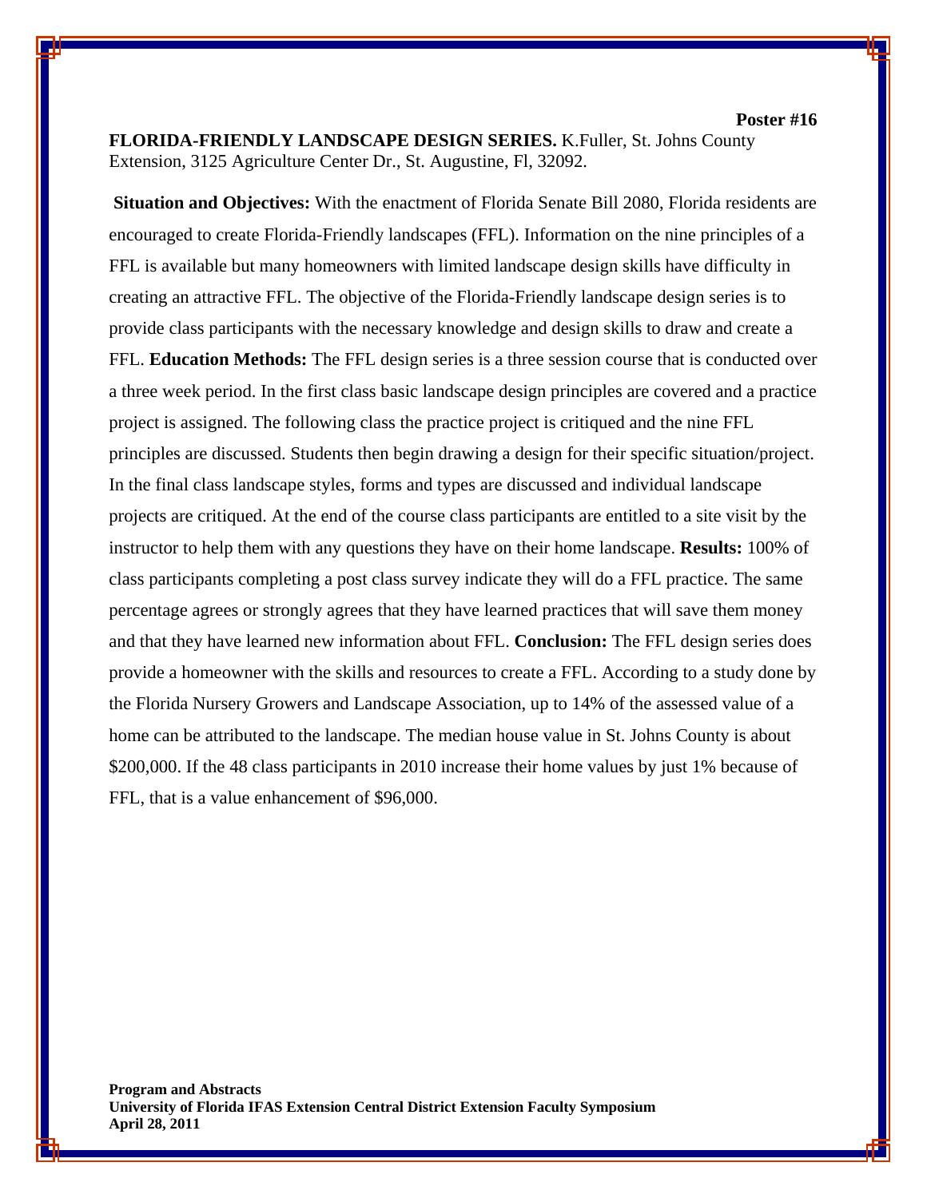**Poster #16**

**FLORIDA-FRIENDLY LANDSCAPE DESIGN SERIES.** K.Fuller, St. Johns County Extension, 3125 Agriculture Center Dr., St. Augustine, Fl, 32092.

**Situation and Objectives:** With the enactment of Florida Senate Bill 2080, Florida residents are encouraged to create Florida-Friendly landscapes (FFL). Information on the nine principles of a FFL is available but many homeowners with limited landscape design skills have difficulty in creating an attractive FFL. The objective of the Florida-Friendly landscape design series is to provide class participants with the necessary knowledge and design skills to draw and create a FFL. **Education Methods:** The FFL design series is a three session course that is conducted over a three week period. In the first class basic landscape design principles are covered and a practice project is assigned. The following class the practice project is critiqued and the nine FFL principles are discussed. Students then begin drawing a design for their specific situation/project. In the final class landscape styles, forms and types are discussed and individual landscape projects are critiqued. At the end of the course class participants are entitled to a site visit by the instructor to help them with any questions they have on their home landscape. **Results:** 100% of class participants completing a post class survey indicate they will do a FFL practice. The same percentage agrees or strongly agrees that they have learned practices that will save them money and that they have learned new information about FFL. **Conclusion:** The FFL design series does provide a homeowner with the skills and resources to create a FFL. According to a study done by the Florida Nursery Growers and Landscape Association, up to 14% of the assessed value of a home can be attributed to the landscape. The median house value in St. Johns County is about $200,000. If the 48 class participants in 2010 increase their home values by just 1% because of FFL, that is a value enhancement of $96,000.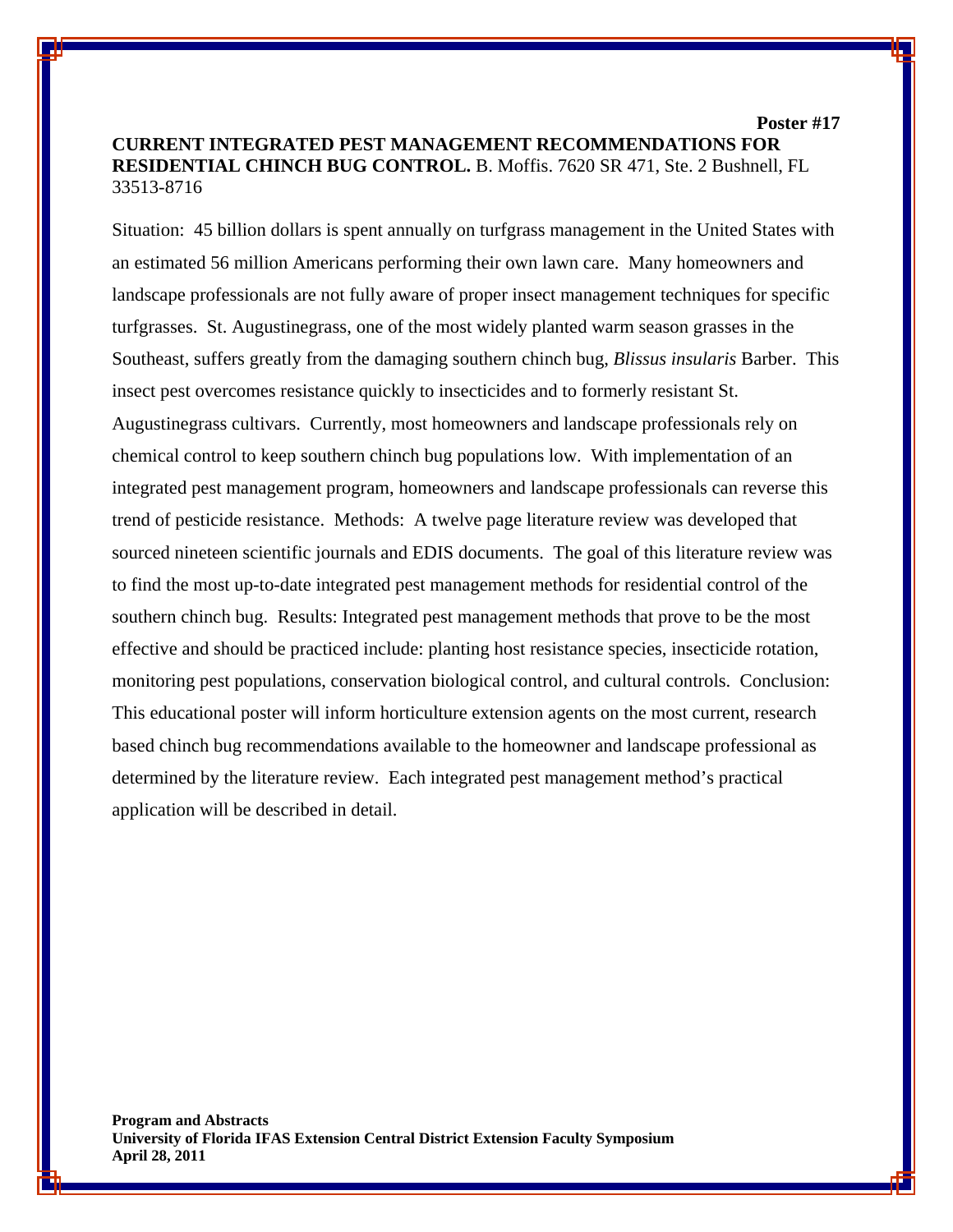**Poster #17**

**CURRENT INTEGRATED PEST MANAGEMENT RECOMMENDATIONS FOR RESIDENTIAL CHINCH BUG CONTROL.** B. Moffis. 7620 SR 471, Ste. 2 Bushnell, FL 33513-8716

Situation: 45 billion dollars is spent annually on turfgrass management in the United States with an estimated 56 million Americans performing their own lawn care. Many homeowners and landscape professionals are not fully aware of proper insect management techniques for specific turfgrasses. St. Augustinegrass, one of the most widely planted warm season grasses in the Southeast, suffers greatly from the damaging southern chinch bug, *Blissus insularis* Barber. This insect pest overcomes resistance quickly to insecticides and to formerly resistant St. Augustinegrass cultivars. Currently, most homeowners and landscape professionals rely on chemical control to keep southern chinch bug populations low. With implementation of an integrated pest management program, homeowners and landscape professionals can reverse this trend of pesticide resistance. Methods: A twelve page literature review was developed that sourced nineteen scientific journals and EDIS documents. The goal of this literature review was to find the most up-to-date integrated pest management methods for residential control of the southern chinch bug. Results: Integrated pest management methods that prove to be the most effective and should be practiced include: planting host resistance species, insecticide rotation, monitoring pest populations, conservation biological control, and cultural controls. Conclusion: This educational poster will inform horticulture extension agents on the most current, research based chinch bug recommendations available to the homeowner and landscape professional as determined by the literature review. Each integrated pest management method's practical application will be described in detail.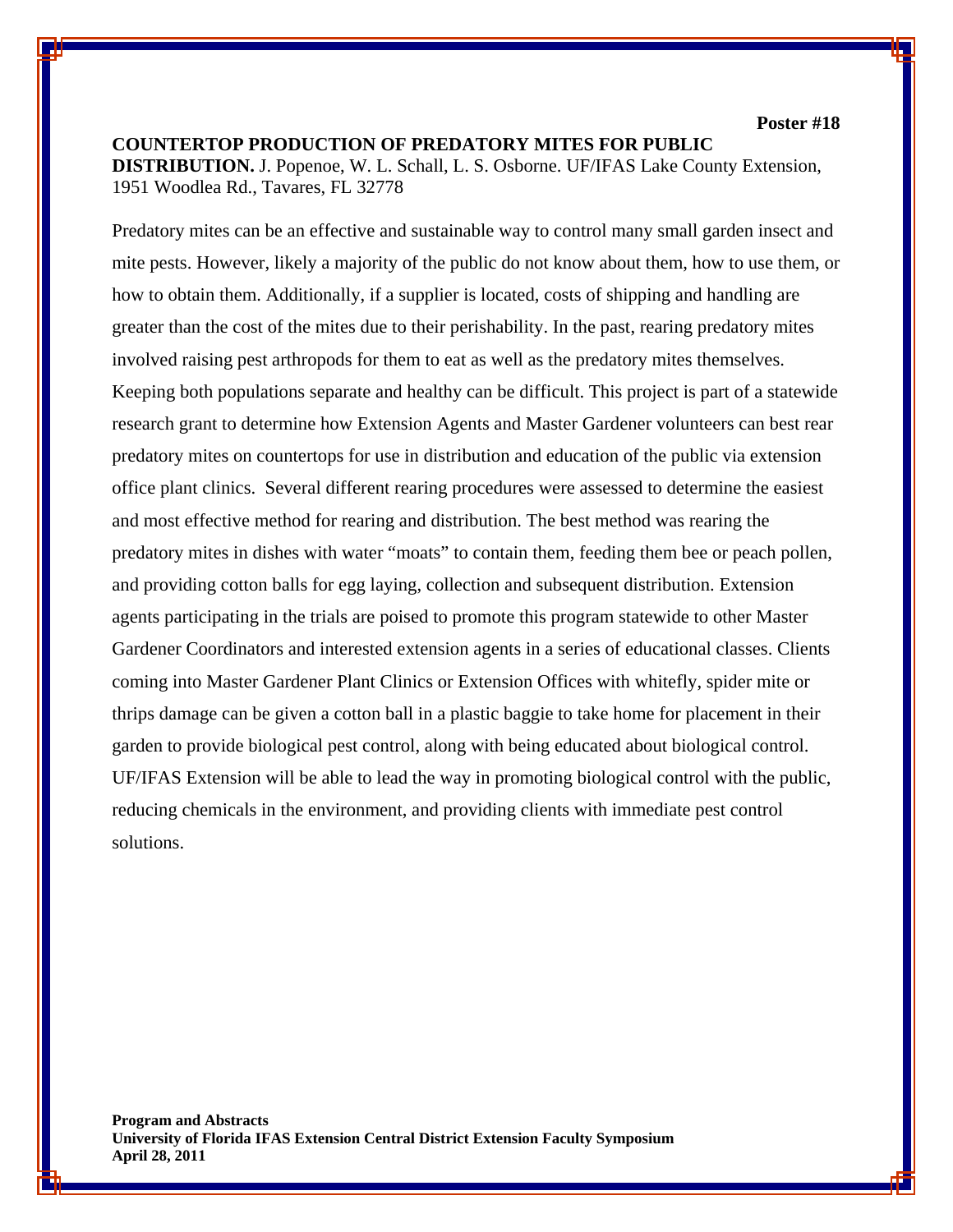**Poster #18**

**COUNTERTOP PRODUCTION OF PREDATORY MITES FOR PUBLIC DISTRIBUTION.** J. Popenoe, W. L. Schall, L. S. Osborne. UF/IFAS Lake County Extension, 1951 Woodlea Rd., Tavares, FL 32778

Predatory mites can be an effective and sustainable way to control many small garden insect and mite pests. However, likely a majority of the public do not know about them, how to use them, or how to obtain them. Additionally, if a supplier is located, costs of shipping and handling are greater than the cost of the mites due to their perishability. In the past, rearing predatory mites involved raising pest arthropods for them to eat as well as the predatory mites themselves. Keeping both populations separate and healthy can be difficult. This project is part of a statewide research grant to determine how Extension Agents and Master Gardener volunteers can best rear predatory mites on countertops for use in distribution and education of the public via extension office plant clinics. Several different rearing procedures were assessed to determine the easiest and most effective method for rearing and distribution. The best method was rearing the predatory mites in dishes with water "moats" to contain them, feeding them bee or peach pollen, and providing cotton balls for egg laying, collection and subsequent distribution. Extension agents participating in the trials are poised to promote this program statewide to other Master Gardener Coordinators and interested extension agents in a series of educational classes. Clients coming into Master Gardener Plant Clinics or Extension Offices with whitefly, spider mite or thrips damage can be given a cotton ball in a plastic baggie to take home for placement in their garden to provide biological pest control, along with being educated about biological control. UF/IFAS Extension will be able to lead the way in promoting biological control with the public, reducing chemicals in the environment, and providing clients with immediate pest control solutions.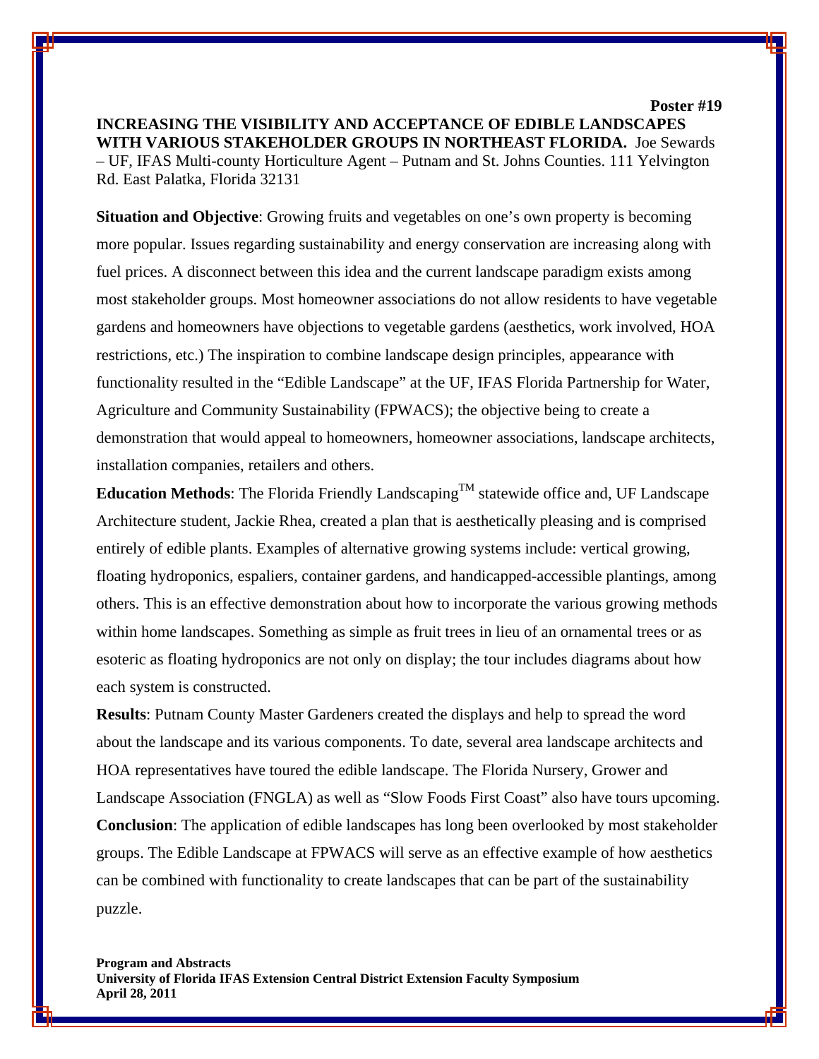**Poster #19**

**INCREASING THE VISIBILITY AND ACCEPTANCE OF EDIBLE LANDSCAPES WITH VARIOUS STAKEHOLDER GROUPS IN NORTHEAST FLORIDA.** Joe Sewards – UF, IFAS Multi-county Horticulture Agent – Putnam and St. Johns Counties. 111 Yelvington Rd. East Palatka, Florida 32131

**Situation and Objective**: Growing fruits and vegetables on one's own property is becoming more popular. Issues regarding sustainability and energy conservation are increasing along with fuel prices. A disconnect between this idea and the current landscape paradigm exists among most stakeholder groups. Most homeowner associations do not allow residents to have vegetable gardens and homeowners have objections to vegetable gardens (aesthetics, work involved, HOA restrictions, etc.) The inspiration to combine landscape design principles, appearance with functionality resulted in the "Edible Landscape" at the UF, IFAS Florida Partnership for Water, Agriculture and Community Sustainability (FPWACS); the objective being to create a demonstration that would appeal to homeowners, homeowner associations, landscape architects, installation companies, retailers and others.

**Education Methods**: The Florida Friendly Landscaping™ statewide office and, UF Landscape Architecture student, Jackie Rhea, created a plan that is aesthetically pleasing and is comprised entirely of edible plants. Examples of alternative growing systems include: vertical growing, floating hydroponics, espaliers, container gardens, and handicapped-accessible plantings, among others. This is an effective demonstration about how to incorporate the various growing methods within home landscapes. Something as simple as fruit trees in lieu of an ornamental trees or as esoteric as floating hydroponics are not only on display; the tour includes diagrams about how each system is constructed.

**Results**: Putnam County Master Gardeners created the displays and help to spread the word about the landscape and its various components. To date, several area landscape architects and HOA representatives have toured the edible landscape. The Florida Nursery, Grower and Landscape Association (FNGLA) as well as "Slow Foods First Coast" also have tours upcoming.

**Conclusion**: The application of edible landscapes has long been overlooked by most stakeholder groups. The Edible Landscape at FPWACS will serve as an effective example of how aesthetics can be combined with functionality to create landscapes that can be part of the sustainability puzzle.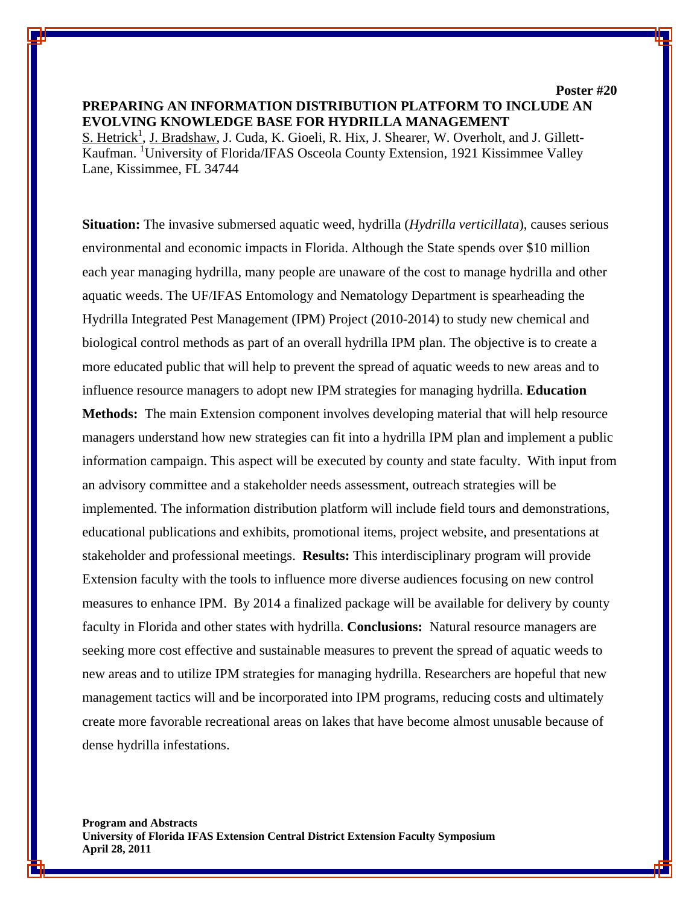**Poster #20**

# PREPARING AN INFORMATION DISTRIBUTION PLATFORM TO INCLUDE AN EVOLVING KNOWLEDGE BASE FOR HYDRILLA MANAGEMENT

S. Hetrick[1], J. Bradshaw, J. Cuda, K. Gioeli, R. Hix, J. Shearer, W. Overholt, and J. Gillett-Kaufman. [1]University of Florida/IFAS Osceola County Extension, 1921 Kissimmee Valley Lane, Kissimmee, FL 34744

**Situation:** The invasive submersed aquatic weed, hydrilla (*Hydrilla verticillata*), causes serious environmental and economic impacts in Florida. Although the State spends over $10 million each year managing hydrilla, many people are unaware of the cost to manage hydrilla and other aquatic weeds. The UF/IFAS Entomology and Nematology Department is spearheading the Hydrilla Integrated Pest Management (IPM) Project (2010-2014) to study new chemical and biological control methods as part of an overall hydrilla IPM plan. The objective is to create a more educated public that will help to prevent the spread of aquatic weeds to new areas and to influence resource managers to adopt new IPM strategies for managing hydrilla. **Education Methods:** The main Extension component involves developing material that will help resource managers understand how new strategies can fit into a hydrilla IPM plan and implement a public information campaign. This aspect will be executed by county and state faculty. With input from an advisory committee and a stakeholder needs assessment, outreach strategies will be implemented. The information distribution platform will include field tours and demonstrations, educational publications and exhibits, promotional items, project website, and presentations at stakeholder and professional meetings. **Results:** This interdisciplinary program will provide Extension faculty with the tools to influence more diverse audiences focusing on new control measures to enhance IPM. By 2014 a finalized package will be available for delivery by county faculty in Florida and other states with hydrilla. **Conclusions:** Natural resource managers are seeking more cost effective and sustainable measures to prevent the spread of aquatic weeds to new areas and to utilize IPM strategies for managing hydrilla. Researchers are hopeful that new management tactics will and be incorporated into IPM programs, reducing costs and ultimately create more favorable recreational areas on lakes that have become almost unusable because of dense hydrilla infestations.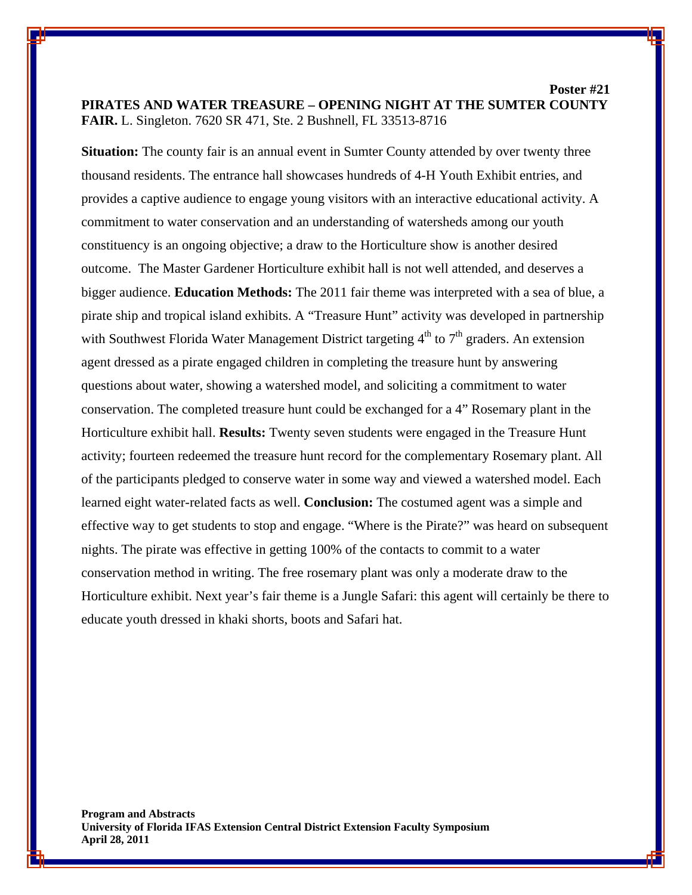**Poster #21**

**PIRATES AND WATER TREASURE – OPENING NIGHT AT THE SUMTER COUNTY FAIR.** L. Singleton. 7620 SR 471, Ste. 2 Bushnell, FL 33513-8716

**Situation:** The county fair is an annual event in Sumter County attended by over twenty three thousand residents. The entrance hall showcases hundreds of 4-H Youth Exhibit entries, and provides a captive audience to engage young visitors with an interactive educational activity. A commitment to water conservation and an understanding of watersheds among our youth constituency is an ongoing objective; a draw to the Horticulture show is another desired outcome. The Master Gardener Horticulture exhibit hall is not well attended, and deserves a bigger audience. **Education Methods:** The 2011 fair theme was interpreted with a sea of blue, a pirate ship and tropical island exhibits. A "Treasure Hunt" activity was developed in partnership with Southwest Florida Water Management District targeting 4th to 7th graders. An extension agent dressed as a pirate engaged children in completing the treasure hunt by answering questions about water, showing a watershed model, and soliciting a commitment to water conservation. The completed treasure hunt could be exchanged for a 4" Rosemary plant in the Horticulture exhibit hall. **Results:** Twenty seven students were engaged in the Treasure Hunt activity; fourteen redeemed the treasure hunt record for the complementary Rosemary plant. All of the participants pledged to conserve water in some way and viewed a watershed model. Each learned eight water-related facts as well. **Conclusion:** The costumed agent was a simple and effective way to get students to stop and engage. "Where is the Pirate?" was heard on subsequent nights. The pirate was effective in getting 100% of the contacts to commit to a water conservation method in writing. The free rosemary plant was only a moderate draw to the Horticulture exhibit. Next year's fair theme is a Jungle Safari: this agent will certainly be there to educate youth dressed in khaki shorts, boots and Safari hat.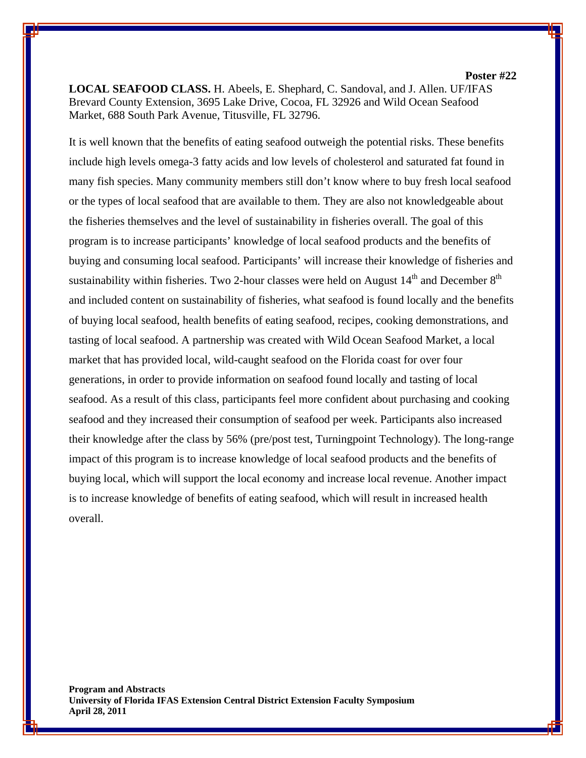**Poster #22**

**LOCAL SEAFOOD CLASS.** H. Abeels, E. Shephard, C. Sandoval, and J. Allen. UF/IFAS Brevard County Extension, 3695 Lake Drive, Cocoa, FL 32926 and Wild Ocean Seafood Market, 688 South Park Avenue, Titusville, FL 32796.

It is well known that the benefits of eating seafood outweigh the potential risks. These benefits include high levels omega-3 fatty acids and low levels of cholesterol and saturated fat found in many fish species. Many community members still don't know where to buy fresh local seafood or the types of local seafood that are available to them. They are also not knowledgeable about the fisheries themselves and the level of sustainability in fisheries overall. The goal of this program is to increase participants' knowledge of local seafood products and the benefits of buying and consuming local seafood. Participants' will increase their knowledge of fisheries and sustainability within fisheries. Two 2-hour classes were held on August 14th and December 8th and included content on sustainability of fisheries, what seafood is found locally and the benefits of buying local seafood, health benefits of eating seafood, recipes, cooking demonstrations, and tasting of local seafood. A partnership was created with Wild Ocean Seafood Market, a local market that has provided local, wild-caught seafood on the Florida coast for over four generations, in order to provide information on seafood found locally and tasting of local seafood. As a result of this class, participants feel more confident about purchasing and cooking seafood and they increased their consumption of seafood per week. Participants also increased their knowledge after the class by 56% (pre/post test, Turningpoint Technology). The long-range impact of this program is to increase knowledge of local seafood products and the benefits of buying local, which will support the local economy and increase local revenue. Another impact is to increase knowledge of benefits of eating seafood, which will result in increased health overall.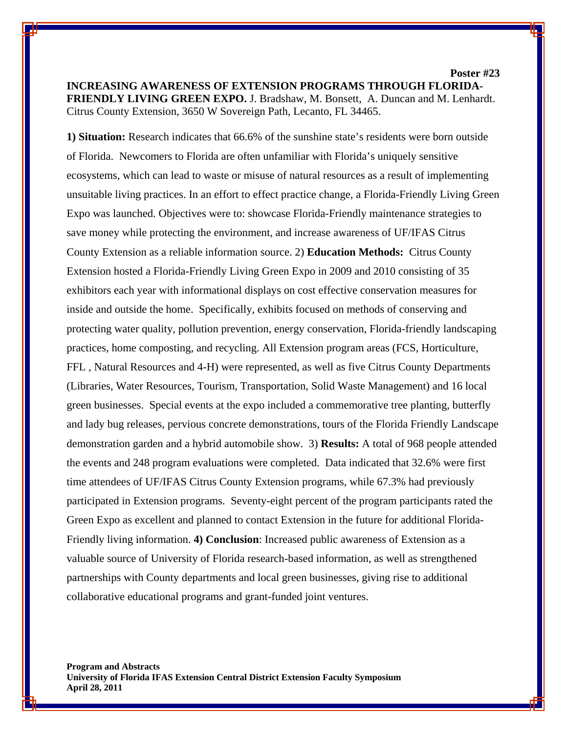**Poster #23**

**INCREASING AWARENESS OF EXTENSION PROGRAMS THROUGH FLORIDA-FRIENDLY LIVING GREEN EXPO.** J. Bradshaw, M. Bonsett, A. Duncan and M. Lenhardt. Citrus County Extension, 3650 W Sovereign Path, Lecanto, FL 34465.

**1) Situation:** Research indicates that 66.6% of the sunshine state's residents were born outside of Florida. Newcomers to Florida are often unfamiliar with Florida's uniquely sensitive ecosystems, which can lead to waste or misuse of natural resources as a result of implementing unsuitable living practices. In an effort to effect practice change, a Florida-Friendly Living Green Expo was launched. Objectives were to: showcase Florida-Friendly maintenance strategies to save money while protecting the environment, and increase awareness of UF/IFAS Citrus County Extension as a reliable information source. 2) **Education Methods:** Citrus County Extension hosted a Florida-Friendly Living Green Expo in 2009 and 2010 consisting of 35 exhibitors each year with informational displays on cost effective conservation measures for inside and outside the home. Specifically, exhibits focused on methods of conserving and protecting water quality, pollution prevention, energy conservation, Florida-friendly landscaping practices, home composting, and recycling. All Extension program areas (FCS, Horticulture, FFL , Natural Resources and 4-H) were represented, as well as five Citrus County Departments (Libraries, Water Resources, Tourism, Transportation, Solid Waste Management) and 16 local green businesses. Special events at the expo included a commemorative tree planting, butterfly and lady bug releases, pervious concrete demonstrations, tours of the Florida Friendly Landscape demonstration garden and a hybrid automobile show. 3) **Results:** A total of 968 people attended the events and 248 program evaluations were completed. Data indicated that 32.6% were first time attendees of UF/IFAS Citrus County Extension programs, while 67.3% had previously participated in Extension programs. Seventy-eight percent of the program participants rated the Green Expo as excellent and planned to contact Extension in the future for additional Florida-Friendly living information. **4) Conclusion**: Increased public awareness of Extension as a valuable source of University of Florida research-based information, as well as strengthened partnerships with County departments and local green businesses, giving rise to additional collaborative educational programs and grant-funded joint ventures.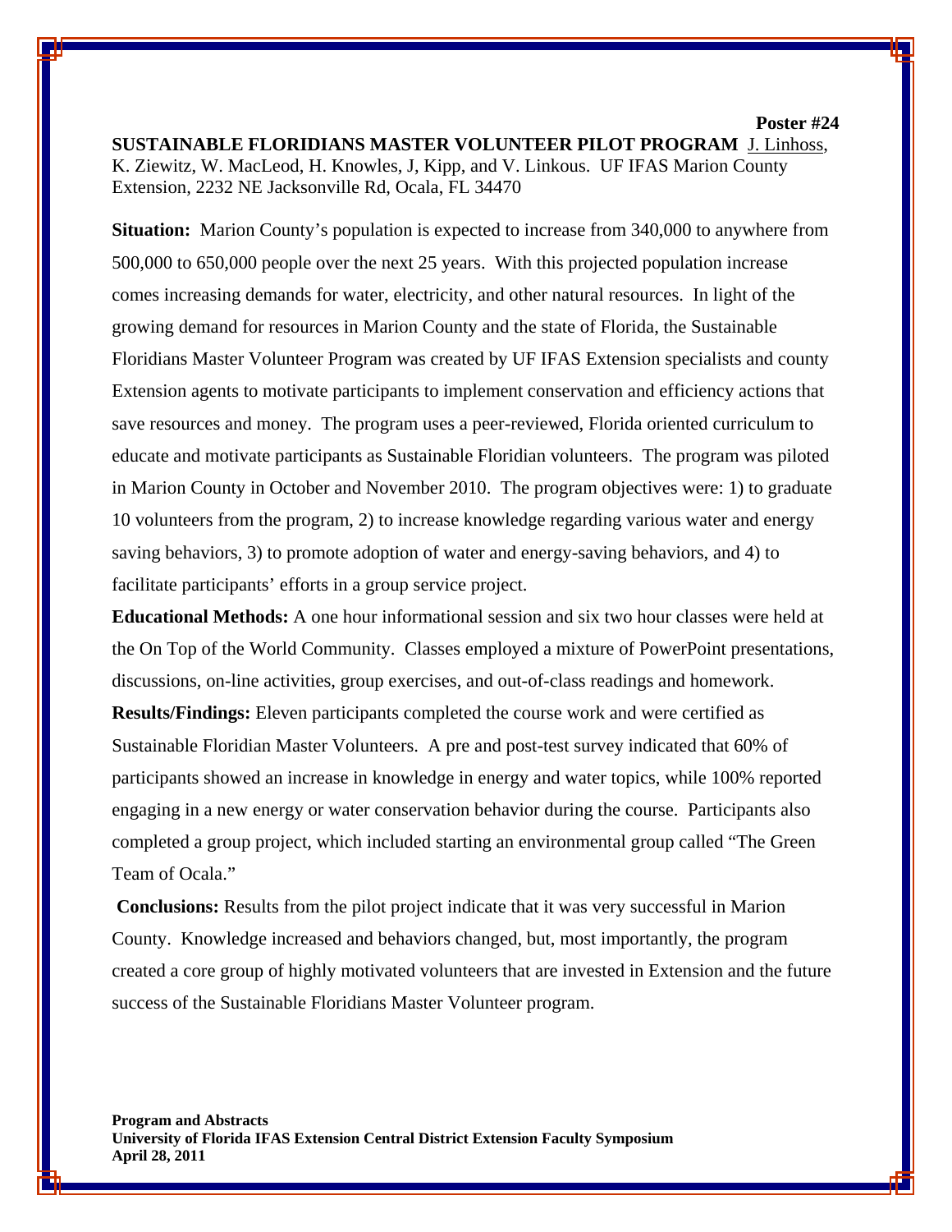**Poster #24**

**SUSTAINABLE FLORIDIANS MASTER VOLUNTEER PILOT PROGRAM** J. Linhoss, K. Ziewitz, W. MacLeod, H. Knowles, J, Kipp, and V. Linkous. UF IFAS Marion County Extension, 2232 NE Jacksonville Rd, Ocala, FL 34470

**Situation:** Marion County's population is expected to increase from 340,000 to anywhere from 500,000 to 650,000 people over the next 25 years. With this projected population increase comes increasing demands for water, electricity, and other natural resources. In light of the growing demand for resources in Marion County and the state of Florida, the Sustainable Floridians Master Volunteer Program was created by UF IFAS Extension specialists and county Extension agents to motivate participants to implement conservation and efficiency actions that save resources and money. The program uses a peer-reviewed, Florida oriented curriculum to educate and motivate participants as Sustainable Floridian volunteers. The program was piloted in Marion County in October and November 2010. The program objectives were: 1) to graduate 10 volunteers from the program, 2) to increase knowledge regarding various water and energy saving behaviors, 3) to promote adoption of water and energy-saving behaviors, and 4) to facilitate participants' efforts in a group service project.

**Educational Methods:** A one hour informational session and six two hour classes were held at the On Top of the World Community. Classes employed a mixture of PowerPoint presentations, discussions, on-line activities, group exercises, and out-of-class readings and homework.

**Results/Findings:** Eleven participants completed the course work and were certified as Sustainable Floridian Master Volunteers. A pre and post-test survey indicated that 60% of participants showed an increase in knowledge in energy and water topics, while 100% reported engaging in a new energy or water conservation behavior during the course. Participants also completed a group project, which included starting an environmental group called "The Green Team of Ocala."

**Conclusions:** Results from the pilot project indicate that it was very successful in Marion County. Knowledge increased and behaviors changed, but, most importantly, the program created a core group of highly motivated volunteers that are invested in Extension and the future success of the Sustainable Floridians Master Volunteer program.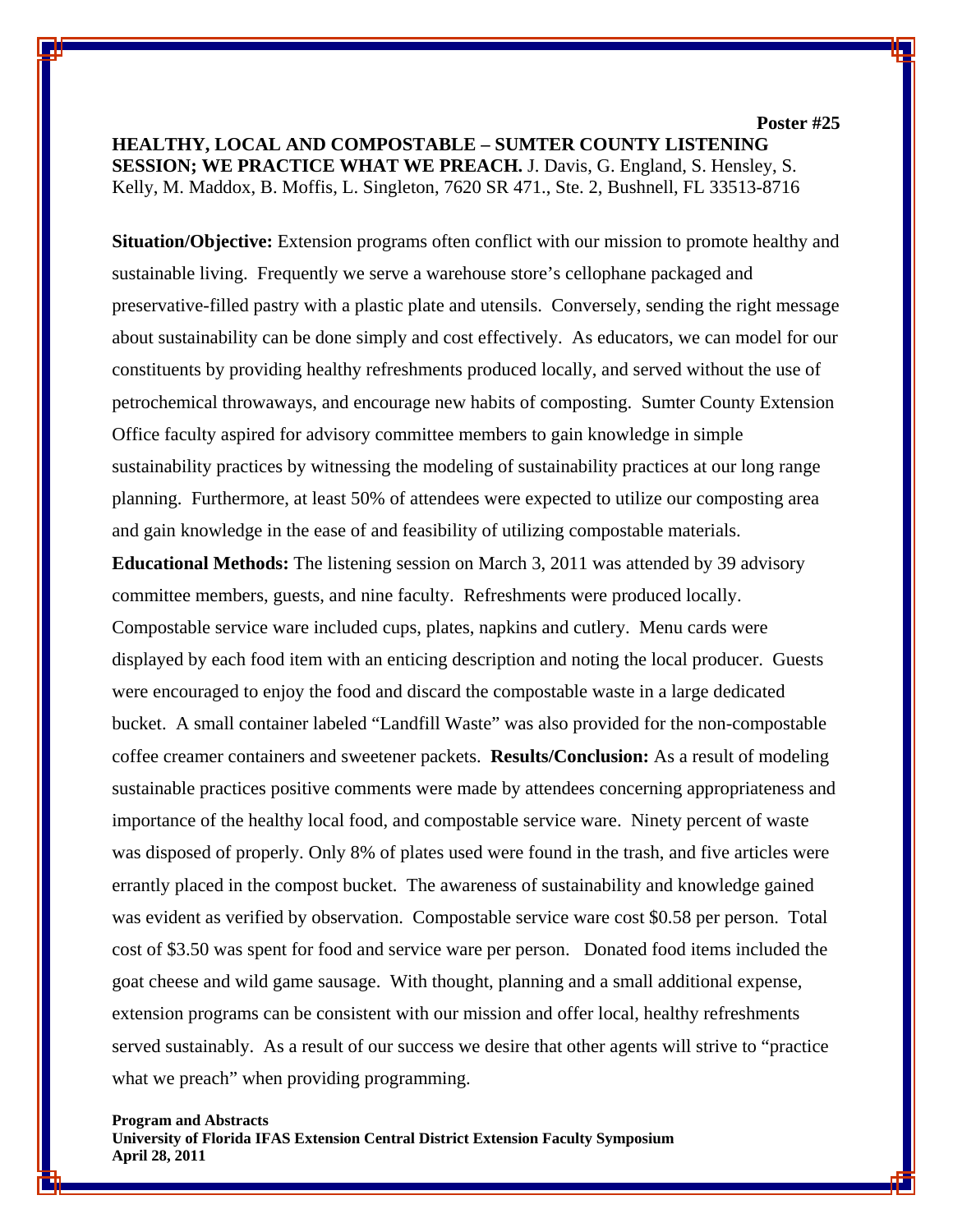**Poster #25**

**HEALTHY, LOCAL AND COMPOSTABLE – SUMTER COUNTY LISTENING SESSION; WE PRACTICE WHAT WE PREACH.** J. Davis, G. England, S. Hensley, S. Kelly, M. Maddox, B. Moffis, L. Singleton, 7620 SR 471., Ste. 2, Bushnell, FL 33513-8716

**Situation/Objective:** Extension programs often conflict with our mission to promote healthy and sustainable living. Frequently we serve a warehouse store's cellophane packaged and preservative-filled pastry with a plastic plate and utensils. Conversely, sending the right message about sustainability can be done simply and cost effectively. As educators, we can model for our constituents by providing healthy refreshments produced locally, and served without the use of petrochemical throwaways, and encourage new habits of composting. Sumter County Extension Office faculty aspired for advisory committee members to gain knowledge in simple sustainability practices by witnessing the modeling of sustainability practices at our long range planning. Furthermore, at least 50% of attendees were expected to utilize our composting area and gain knowledge in the ease of and feasibility of utilizing compostable materials.

**Educational Methods:** The listening session on March 3, 2011 was attended by 39 advisory committee members, guests, and nine faculty. Refreshments were produced locally. Compostable service ware included cups, plates, napkins and cutlery. Menu cards were displayed by each food item with an enticing description and noting the local producer. Guests were encouraged to enjoy the food and discard the compostable waste in a large dedicated bucket. A small container labeled "Landfill Waste" was also provided for the non-compostable coffee creamer containers and sweetener packets. **Results/Conclusion:** As a result of modeling sustainable practices positive comments were made by attendees concerning appropriateness and importance of the healthy local food, and compostable service ware. Ninety percent of waste was disposed of properly. Only 8% of plates used were found in the trash, and five articles were errantly placed in the compost bucket. The awareness of sustainability and knowledge gained was evident as verified by observation. Compostable service ware cost $0.58 per person. Total cost of $3.50 was spent for food and service ware per person. Donated food items included the goat cheese and wild game sausage. With thought, planning and a small additional expense, extension programs can be consistent with our mission and offer local, healthy refreshments served sustainably. As a result of our success we desire that other agents will strive to "practice what we preach" when providing programming.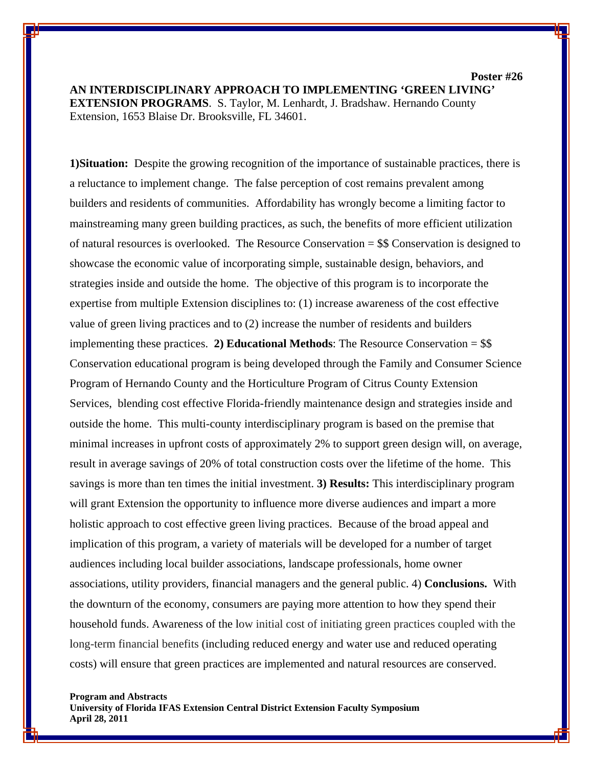**Poster #26**

**AN INTERDISCIPLINARY APPROACH TO IMPLEMENTING 'GREEN LIVING' EXTENSION PROGRAMS**. S. Taylor, M. Lenhardt, J. Bradshaw. Hernando County Extension, 1653 Blaise Dr. Brooksville, FL 34601.

**1)Situation:** Despite the growing recognition of the importance of sustainable practices, there is a reluctance to implement change. The false perception of cost remains prevalent among builders and residents of communities. Affordability has wrongly become a limiting factor to mainstreaming many green building practices, as such, the benefits of more efficient utilization of natural resources is overlooked. The Resource Conservation = $$ Conservation is designed to showcase the economic value of incorporating simple, sustainable design, behaviors, and strategies inside and outside the home. The objective of this program is to incorporate the expertise from multiple Extension disciplines to: (1) increase awareness of the cost effective value of green living practices and to (2) increase the number of residents and builders implementing these practices. **2) Educational Methods**: The Resource Conservation = $$ Conservation educational program is being developed through the Family and Consumer Science Program of Hernando County and the Horticulture Program of Citrus County Extension Services, blending cost effective Florida-friendly maintenance design and strategies inside and outside the home. This multi-county interdisciplinary program is based on the premise that minimal increases in upfront costs of approximately 2% to support green design will, on average, result in average savings of 20% of total construction costs over the lifetime of the home. This savings is more than ten times the initial investment. **3) Results:** This interdisciplinary program will grant Extension the opportunity to influence more diverse audiences and impart a more holistic approach to cost effective green living practices. Because of the broad appeal and implication of this program, a variety of materials will be developed for a number of target audiences including local builder associations, landscape professionals, home owner associations, utility providers, financial managers and the general public. 4) **Conclusions.** With the downturn of the economy, consumers are paying more attention to how they spend their household funds. Awareness of the low initial cost of initiating green practices coupled with the long-term financial benefits (including reduced energy and water use and reduced operating costs) will ensure that green practices are implemented and natural resources are conserved.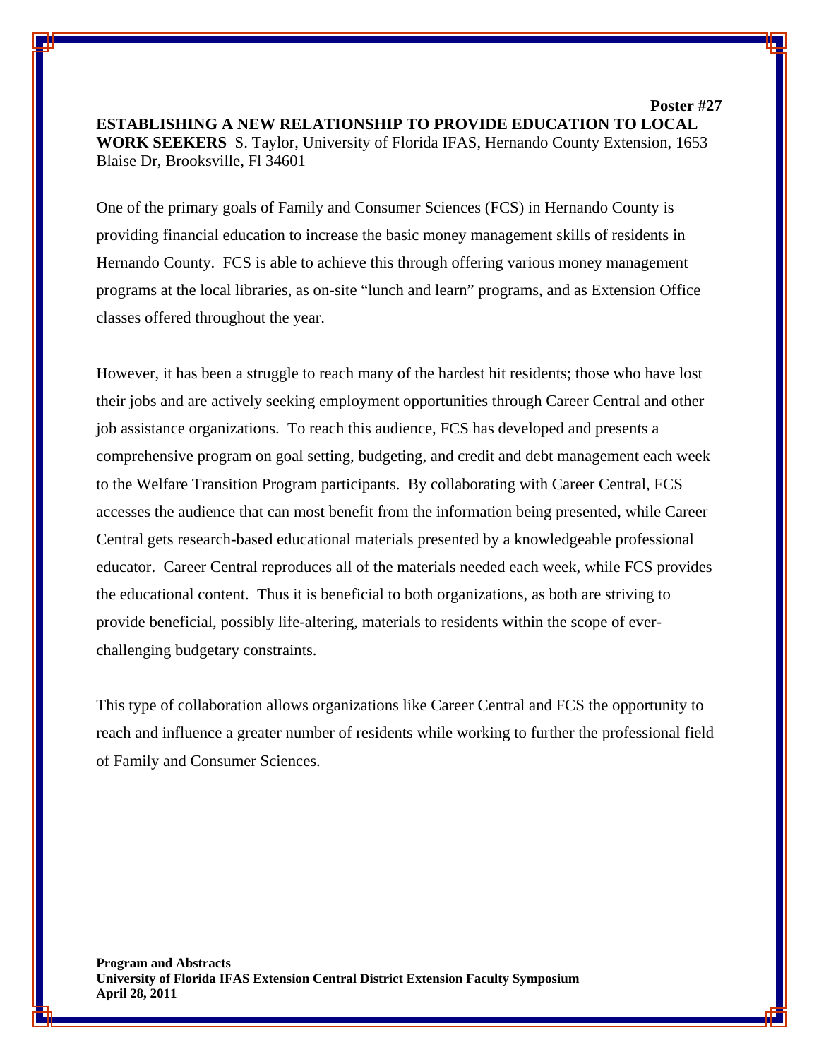**Poster #27**

**ESTABLISHING A NEW RELATIONSHIP TO PROVIDE EDUCATION TO LOCAL WORK SEEKERS** S. Taylor, University of Florida IFAS, Hernando County Extension, 1653 Blaise Dr, Brooksville, Fl 34601

One of the primary goals of Family and Consumer Sciences (FCS) in Hernando County is providing financial education to increase the basic money management skills of residents in Hernando County. FCS is able to achieve this through offering various money management programs at the local libraries, as on-site "lunch and learn" programs, and as Extension Office classes offered throughout the year.

However, it has been a struggle to reach many of the hardest hit residents; those who have lost their jobs and are actively seeking employment opportunities through Career Central and other job assistance organizations. To reach this audience, FCS has developed and presents a comprehensive program on goal setting, budgeting, and credit and debt management each week to the Welfare Transition Program participants. By collaborating with Career Central, FCS accesses the audience that can most benefit from the information being presented, while Career Central gets research-based educational materials presented by a knowledgeable professional educator. Career Central reproduces all of the materials needed each week, while FCS provides the educational content. Thus it is beneficial to both organizations, as both are striving to provide beneficial, possibly life-altering, materials to residents within the scope of ever-challenging budgetary constraints.

This type of collaboration allows organizations like Career Central and FCS the opportunity to reach and influence a greater number of residents while working to further the professional field of Family and Consumer Sciences.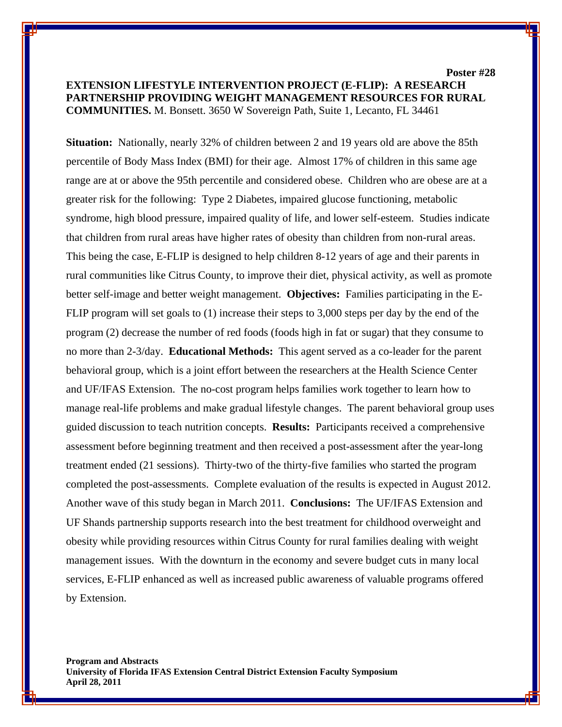**Poster #28**

**EXTENSION LIFESTYLE INTERVENTION PROJECT (E-FLIP): A RESEARCH PARTNERSHIP PROVIDING WEIGHT MANAGEMENT RESOURCES FOR RURAL COMMUNITIES.** M. Bonsett. 3650 W Sovereign Path, Suite 1, Lecanto, FL 34461

**Situation:** Nationally, nearly 32% of children between 2 and 19 years old are above the 85th percentile of Body Mass Index (BMI) for their age. Almost 17% of children in this same age range are at or above the 95th percentile and considered obese. Children who are obese are at a greater risk for the following: Type 2 Diabetes, impaired glucose functioning, metabolic syndrome, high blood pressure, impaired quality of life, and lower self-esteem. Studies indicate that children from rural areas have higher rates of obesity than children from non-rural areas. This being the case, E-FLIP is designed to help children 8-12 years of age and their parents in rural communities like Citrus County, to improve their diet, physical activity, as well as promote better self-image and better weight management. **Objectives:** Families participating in the E-FLIP program will set goals to (1) increase their steps to 3,000 steps per day by the end of the program (2) decrease the number of red foods (foods high in fat or sugar) that they consume to no more than 2-3/day. **Educational Methods:** This agent served as a co-leader for the parent behavioral group, which is a joint effort between the researchers at the Health Science Center and UF/IFAS Extension. The no-cost program helps families work together to learn how to manage real-life problems and make gradual lifestyle changes. The parent behavioral group uses guided discussion to teach nutrition concepts. **Results:** Participants received a comprehensive assessment before beginning treatment and then received a post-assessment after the year-long treatment ended (21 sessions). Thirty-two of the thirty-five families who started the program completed the post-assessments. Complete evaluation of the results is expected in August 2012. Another wave of this study began in March 2011. **Conclusions:** The UF/IFAS Extension and UF Shands partnership supports research into the best treatment for childhood overweight and obesity while providing resources within Citrus County for rural families dealing with weight management issues. With the downturn in the economy and severe budget cuts in many local services, E-FLIP enhanced as well as increased public awareness of valuable programs offered by Extension.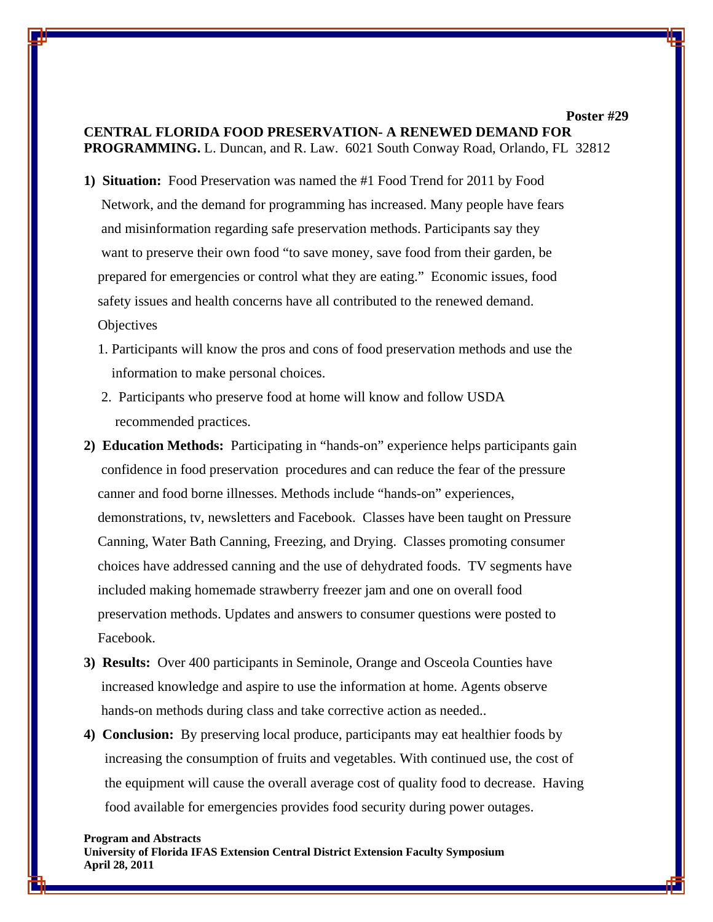**Poster #29**

**CENTRAL FLORIDA FOOD PRESERVATION- A RENEWED DEMAND FOR PROGRAMMING.** L. Duncan, and R. Law. 6021 South Conway Road, Orlando, FL 32812

1) **Situation:** Food Preservation was named the #1 Food Trend for 2011 by Food Network, and the demand for programming has increased. Many people have fears and misinformation regarding safe preservation methods. Participants say they want to preserve their own food "to save money, save food from their garden, be prepared for emergencies or control what they are eating." Economic issues, food safety issues and health concerns have all contributed to the renewed demand.

   Objectives

   1. Participants will know the pros and cons of food preservation methods and use the information to make personal choices.
   2. Participants who preserve food at home will know and follow USDA recommended practices.

2) **Education Methods:** Participating in "hands-on" experience helps participants gain confidence in food preservation procedures and can reduce the fear of the pressure canner and food borne illnesses. Methods include "hands-on" experiences, demonstrations, tv, newsletters and Facebook. Classes have been taught on Pressure Canning, Water Bath Canning, Freezing, and Drying. Classes promoting consumer choices have addressed canning and the use of dehydrated foods. TV segments have included making homemade strawberry freezer jam and one on overall food preservation methods. Updates and answers to consumer questions were posted to Facebook.

3) **Results:** Over 400 participants in Seminole, Orange and Osceola Counties have increased knowledge and aspire to use the information at home. Agents observe hands-on methods during class and take corrective action as needed..

4) **Conclusion:** By preserving local produce, participants may eat healthier foods by increasing the consumption of fruits and vegetables. With continued use, the cost of the equipment will cause the overall average cost of quality food to decrease. Having food available for emergencies provides food security during power outages.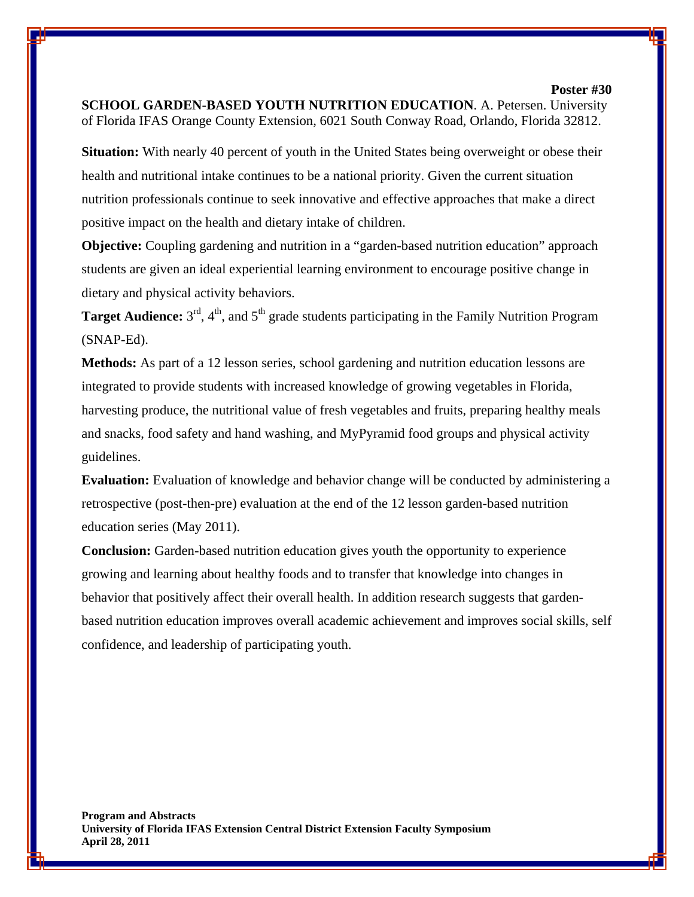**Poster #30**

**SCHOOL GARDEN-BASED YOUTH NUTRITION EDUCATION**. A. Petersen. University of Florida IFAS Orange County Extension, 6021 South Conway Road, Orlando, Florida 32812.

**Situation:** With nearly 40 percent of youth in the United States being overweight or obese their health and nutritional intake continues to be a national priority. Given the current situation nutrition professionals continue to seek innovative and effective approaches that make a direct positive impact on the health and dietary intake of children.

**Objective:** Coupling gardening and nutrition in a "garden-based nutrition education" approach students are given an ideal experiential learning environment to encourage positive change in dietary and physical activity behaviors.

**Target Audience:** 3rd, 4th, and 5th grade students participating in the Family Nutrition Program (SNAP-Ed).

**Methods:** As part of a 12 lesson series, school gardening and nutrition education lessons are integrated to provide students with increased knowledge of growing vegetables in Florida, harvesting produce, the nutritional value of fresh vegetables and fruits, preparing healthy meals and snacks, food safety and hand washing, and MyPyramid food groups and physical activity guidelines.

**Evaluation:** Evaluation of knowledge and behavior change will be conducted by administering a retrospective (post-then-pre) evaluation at the end of the 12 lesson garden-based nutrition education series (May 2011).

**Conclusion:** Garden-based nutrition education gives youth the opportunity to experience growing and learning about healthy foods and to transfer that knowledge into changes in behavior that positively affect their overall health. In addition research suggests that garden-based nutrition education improves overall academic achievement and improves social skills, self confidence, and leadership of participating youth.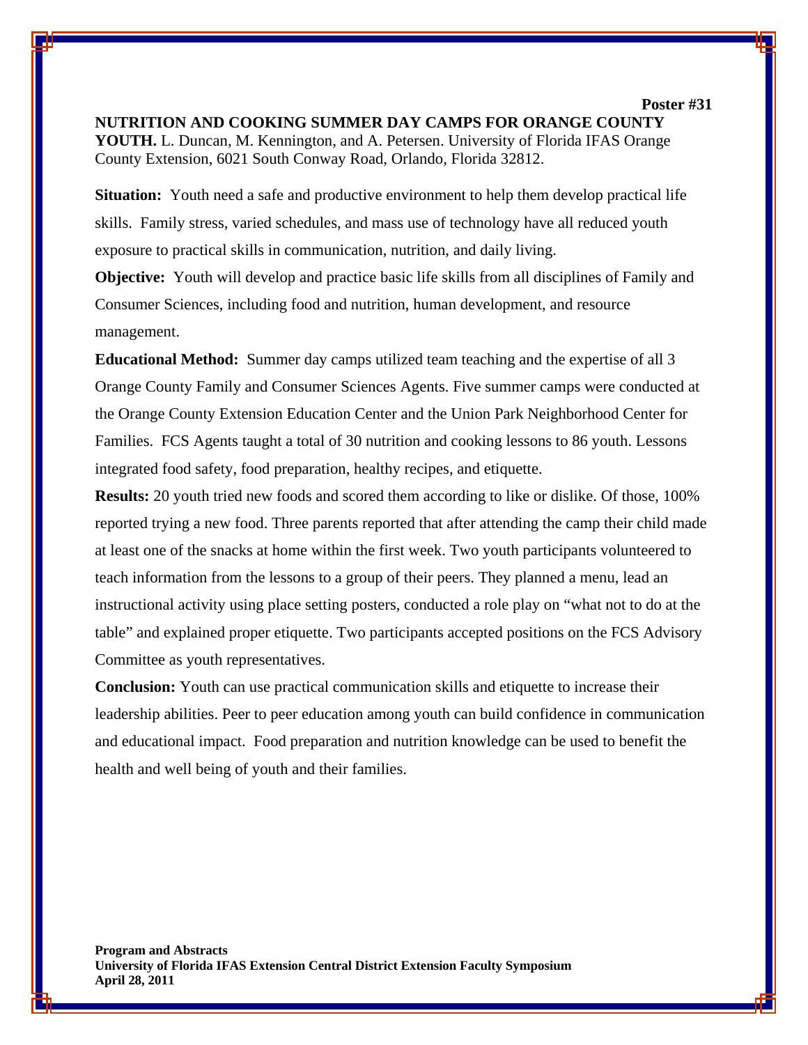Poster #31

**NUTRITION AND COOKING SUMMER DAY CAMPS FOR ORANGE COUNTY YOUTH.** L. Duncan, M. Kennington, and A. Petersen. University of Florida IFAS Orange County Extension, 6021 South Conway Road, Orlando, Florida 32812.

**Situation:** Youth need a safe and productive environment to help them develop practical life skills. Family stress, varied schedules, and mass use of technology have all reduced youth exposure to practical skills in communication, nutrition, and daily living.

**Objective:** Youth will develop and practice basic life skills from all disciplines of Family and Consumer Sciences, including food and nutrition, human development, and resource management.

**Educational Method:** Summer day camps utilized team teaching and the expertise of all 3 Orange County Family and Consumer Sciences Agents. Five summer camps were conducted at the Orange County Extension Education Center and the Union Park Neighborhood Center for Families. FCS Agents taught a total of 30 nutrition and cooking lessons to 86 youth. Lessons integrated food safety, food preparation, healthy recipes, and etiquette.

**Results:** 20 youth tried new foods and scored them according to like or dislike. Of those, 100% reported trying a new food. Three parents reported that after attending the camp their child made at least one of the snacks at home within the first week. Two youth participants volunteered to teach information from the lessons to a group of their peers. They planned a menu, lead an instructional activity using place setting posters, conducted a role play on "what not to do at the table" and explained proper etiquette. Two participants accepted positions on the FCS Advisory Committee as youth representatives.

**Conclusion:** Youth can use practical communication skills and etiquette to increase their leadership abilities. Peer to peer education among youth can build confidence in communication and educational impact. Food preparation and nutrition knowledge can be used to benefit the health and well being of youth and their families.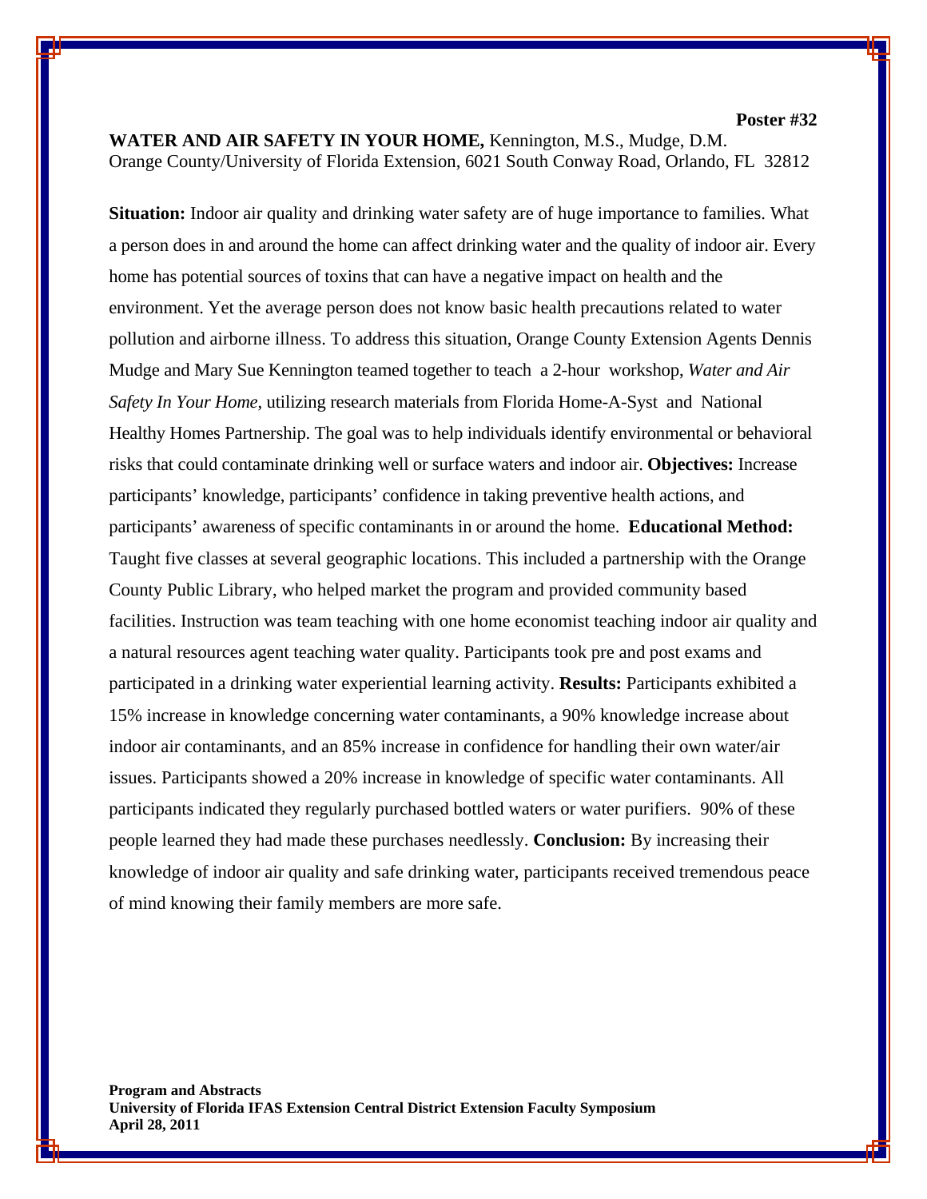**Poster #32**

**WATER AND AIR SAFETY IN YOUR HOME,** Kennington, M.S., Mudge, D.M.
Orange County/University of Florida Extension, 6021 South Conway Road, Orlando, FL 32812

**Situation:** Indoor air quality and drinking water safety are of huge importance to families. What a person does in and around the home can affect drinking water and the quality of indoor air. Every home has potential sources of toxins that can have a negative impact on health and the environment. Yet the average person does not know basic health precautions related to water pollution and airborne illness. To address this situation, Orange County Extension Agents Dennis Mudge and Mary Sue Kennington teamed together to teach a 2-hour workshop, *Water and Air Safety In Your Home*, utilizing research materials from Florida Home-A-Syst and National Healthy Homes Partnership. The goal was to help individuals identify environmental or behavioral risks that could contaminate drinking well or surface waters and indoor air. **Objectives:** Increase participants' knowledge, participants' confidence in taking preventive health actions, and participants' awareness of specific contaminants in or around the home. **Educational Method:** Taught five classes at several geographic locations. This included a partnership with the Orange County Public Library, who helped market the program and provided community based facilities. Instruction was team teaching with one home economist teaching indoor air quality and a natural resources agent teaching water quality. Participants took pre and post exams and participated in a drinking water experiential learning activity. **Results:** Participants exhibited a 15% increase in knowledge concerning water contaminants, a 90% knowledge increase about indoor air contaminants, and an 85% increase in confidence for handling their own water/air issues. Participants showed a 20% increase in knowledge of specific water contaminants. All participants indicated they regularly purchased bottled waters or water purifiers. 90% of these people learned they had made these purchases needlessly. **Conclusion:** By increasing their knowledge of indoor air quality and safe drinking water, participants received tremendous peace of mind knowing their family members are more safe.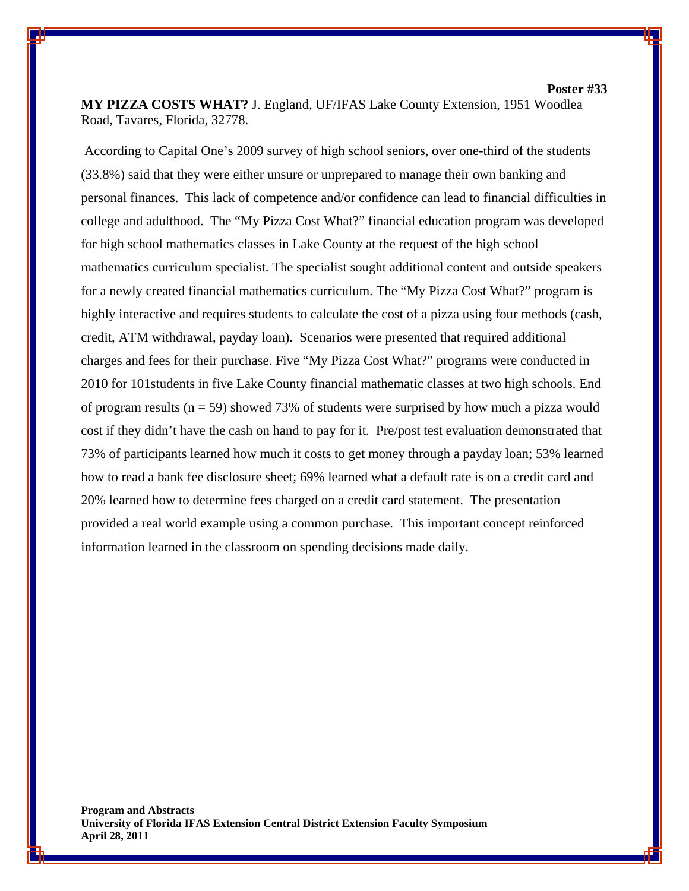**Poster #33**

**MY PIZZA COSTS WHAT?** J. England, UF/IFAS Lake County Extension, 1951 Woodlea Road, Tavares, Florida, 32778.

According to Capital One's 2009 survey of high school seniors, over one-third of the students (33.8%) said that they were either unsure or unprepared to manage their own banking and personal finances. This lack of competence and/or confidence can lead to financial difficulties in college and adulthood. The "My Pizza Cost What?" financial education program was developed for high school mathematics classes in Lake County at the request of the high school mathematics curriculum specialist. The specialist sought additional content and outside speakers for a newly created financial mathematics curriculum. The "My Pizza Cost What?" program is highly interactive and requires students to calculate the cost of a pizza using four methods (cash, credit, ATM withdrawal, payday loan). Scenarios were presented that required additional charges and fees for their purchase. Five "My Pizza Cost What?" programs were conducted in 2010 for 101students in five Lake County financial mathematic classes at two high schools. End of program results ($n = 59$) showed 73% of students were surprised by how much a pizza would cost if they didn't have the cash on hand to pay for it. Pre/post test evaluation demonstrated that 73% of participants learned how much it costs to get money through a payday loan; 53% learned how to read a bank fee disclosure sheet; 69% learned what a default rate is on a credit card and 20% learned how to determine fees charged on a credit card statement. The presentation provided a real world example using a common purchase. This important concept reinforced information learned in the classroom on spending decisions made daily.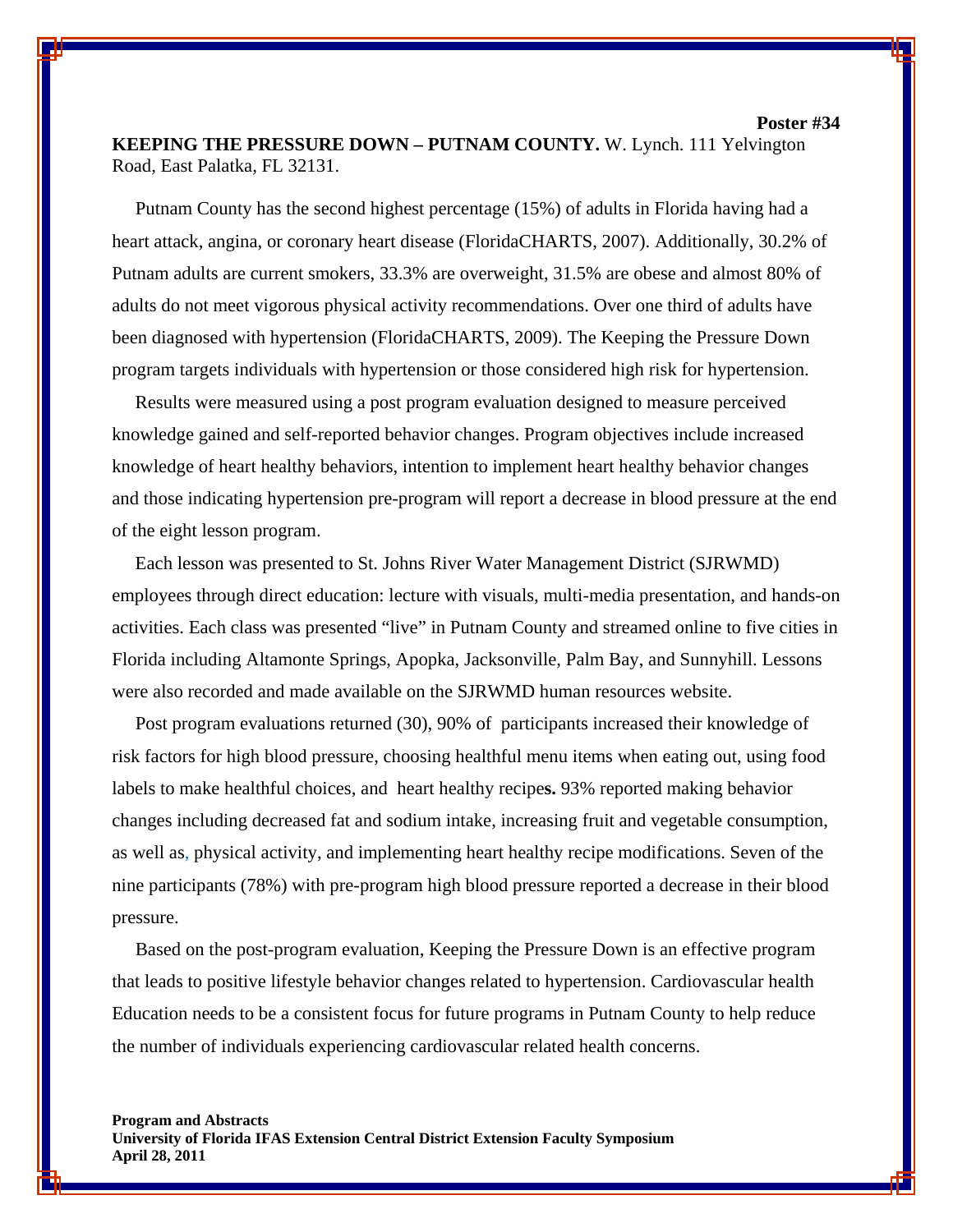**Poster #34**

**KEEPING THE PRESSURE DOWN – PUTNAM COUNTY.** W. Lynch. 111 Yelvington Road, East Palatka, FL 32131.

Putnam County has the second highest percentage (15%) of adults in Florida having had a heart attack, angina, or coronary heart disease (FloridaCHARTS, 2007). Additionally, 30.2% of Putnam adults are current smokers, 33.3% are overweight, 31.5% are obese and almost 80% of adults do not meet vigorous physical activity recommendations. Over one third of adults have been diagnosed with hypertension (FloridaCHARTS, 2009). The Keeping the Pressure Down program targets individuals with hypertension or those considered high risk for hypertension.

Results were measured using a post program evaluation designed to measure perceived knowledge gained and self-reported behavior changes. Program objectives include increased knowledge of heart healthy behaviors, intention to implement heart healthy behavior changes and those indicating hypertension pre-program will report a decrease in blood pressure at the end of the eight lesson program.

Each lesson was presented to St. Johns River Water Management District (SJRWMD) employees through direct education: lecture with visuals, multi-media presentation, and hands-on activities. Each class was presented "live" in Putnam County and streamed online to five cities in Florida including Altamonte Springs, Apopka, Jacksonville, Palm Bay, and Sunnyhill. Lessons were also recorded and made available on the SJRWMD human resources website.

Post program evaluations returned (30), 90% of participants increased their knowledge of risk factors for high blood pressure, choosing healthful menu items when eating out, using food labels to make healthful choices, and heart healthy recipe**s.** 93% reported making behavior changes including decreased fat and sodium intake, increasing fruit and vegetable consumption, as well as, physical activity, and implementing heart healthy recipe modifications. Seven of the nine participants (78%) with pre-program high blood pressure reported a decrease in their blood pressure.

Based on the post-program evaluation, Keeping the Pressure Down is an effective program that leads to positive lifestyle behavior changes related to hypertension. Cardiovascular health Education needs to be a consistent focus for future programs in Putnam County to help reduce the number of individuals experiencing cardiovascular related health concerns.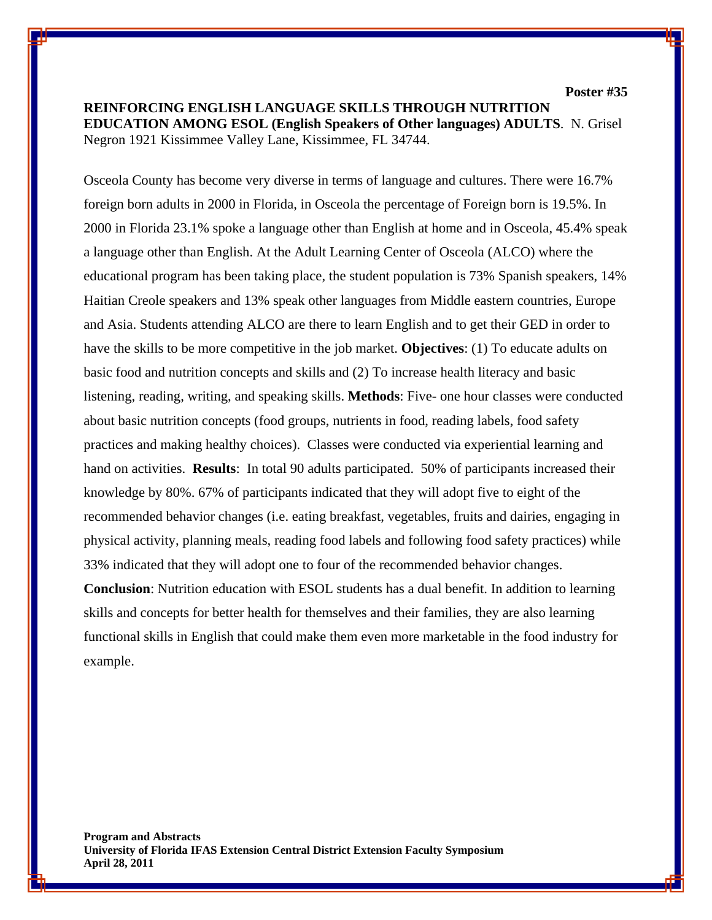**Poster #35**

**REINFORCING ENGLISH LANGUAGE SKILLS THROUGH NUTRITION EDUCATION AMONG ESOL (English Speakers of Other languages) ADULTS**. N. Grisel Negron 1921 Kissimmee Valley Lane, Kissimmee, FL 34744.

Osceola County has become very diverse in terms of language and cultures. There were 16.7% foreign born adults in 2000 in Florida, in Osceola the percentage of Foreign born is 19.5%. In 2000 in Florida 23.1% spoke a language other than English at home and in Osceola, 45.4% speak a language other than English. At the Adult Learning Center of Osceola (ALCO) where the educational program has been taking place, the student population is 73% Spanish speakers, 14% Haitian Creole speakers and 13% speak other languages from Middle eastern countries, Europe and Asia. Students attending ALCO are there to learn English and to get their GED in order to have the skills to be more competitive in the job market. **Objectives**: (1) To educate adults on basic food and nutrition concepts and skills and (2) To increase health literacy and basic listening, reading, writing, and speaking skills. **Methods**: Five- one hour classes were conducted about basic nutrition concepts (food groups, nutrients in food, reading labels, food safety practices and making healthy choices). Classes were conducted via experiential learning and hand on activities. **Results**: In total 90 adults participated. 50% of participants increased their knowledge by 80%. 67% of participants indicated that they will adopt five to eight of the recommended behavior changes (i.e. eating breakfast, vegetables, fruits and dairies, engaging in physical activity, planning meals, reading food labels and following food safety practices) while 33% indicated that they will adopt one to four of the recommended behavior changes. **Conclusion**: Nutrition education with ESOL students has a dual benefit. In addition to learning skills and concepts for better health for themselves and their families, they are also learning functional skills in English that could make them even more marketable in the food industry for example.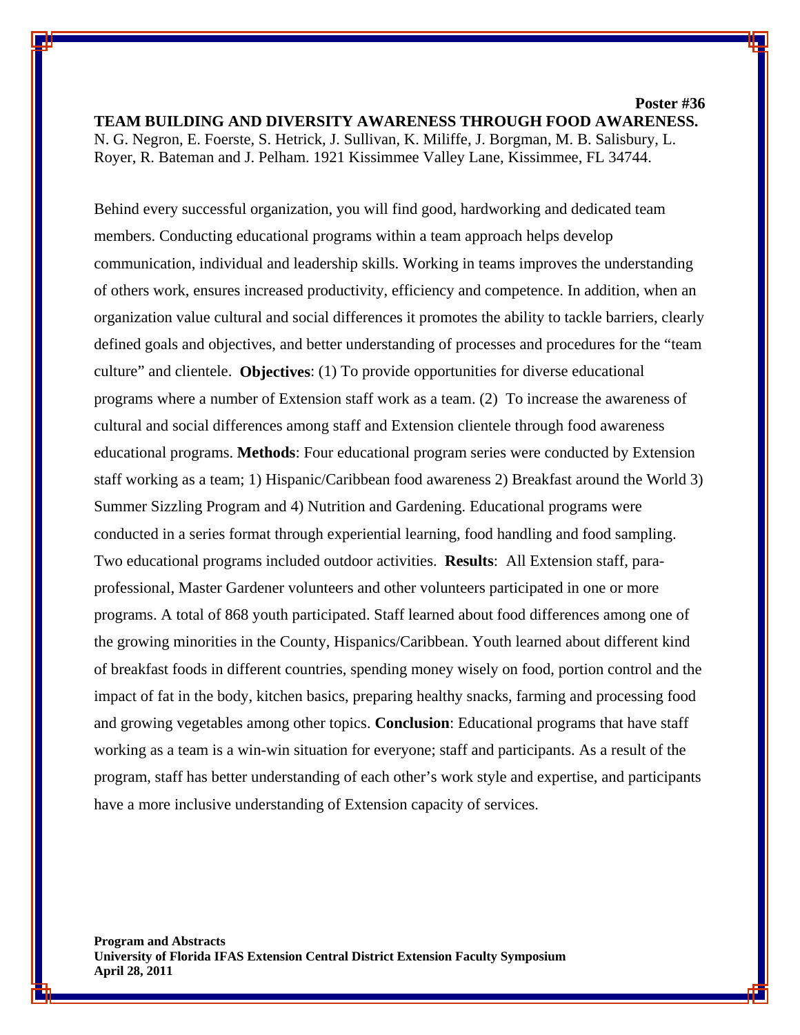**Poster #36**

**TEAM BUILDING AND DIVERSITY AWARENESS THROUGH FOOD AWARENESS.**
N. G. Negron, E. Foerste, S. Hetrick, J. Sullivan, K. Miliffe, J. Borgman, M. B. Salisbury, L. Royer, R. Bateman and J. Pelham. 1921 Kissimmee Valley Lane, Kissimmee, FL 34744.

Behind every successful organization, you will find good, hardworking and dedicated team members. Conducting educational programs within a team approach helps develop communication, individual and leadership skills. Working in teams improves the understanding of others work, ensures increased productivity, efficiency and competence. In addition, when an organization value cultural and social differences it promotes the ability to tackle barriers, clearly defined goals and objectives, and better understanding of processes and procedures for the "team culture" and clientele. **Objectives**: (1) To provide opportunities for diverse educational programs where a number of Extension staff work as a team. (2) To increase the awareness of cultural and social differences among staff and Extension clientele through food awareness educational programs. **Methods**: Four educational program series were conducted by Extension staff working as a team; 1) Hispanic/Caribbean food awareness 2) Breakfast around the World 3) Summer Sizzling Program and 4) Nutrition and Gardening. Educational programs were conducted in a series format through experiential learning, food handling and food sampling. Two educational programs included outdoor activities. **Results**: All Extension staff, para-professional, Master Gardener volunteers and other volunteers participated in one or more programs. A total of 868 youth participated. Staff learned about food differences among one of the growing minorities in the County, Hispanics/Caribbean. Youth learned about different kind of breakfast foods in different countries, spending money wisely on food, portion control and the impact of fat in the body, kitchen basics, preparing healthy snacks, farming and processing food and growing vegetables among other topics. **Conclusion**: Educational programs that have staff working as a team is a win-win situation for everyone; staff and participants. As a result of the program, staff has better understanding of each other's work style and expertise, and participants have a more inclusive understanding of Extension capacity of services.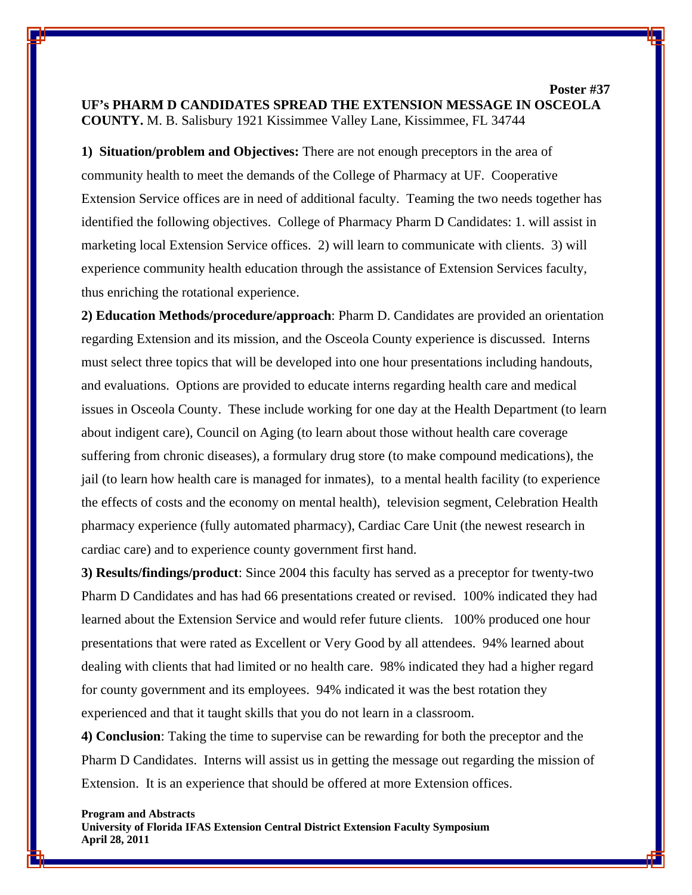**Poster #37**

**UF's PHARM D CANDIDATES SPREAD THE EXTENSION MESSAGE IN OSCEOLA COUNTY.** M. B. Salisbury 1921 Kissimmee Valley Lane, Kissimmee, FL 34744

**1) Situation/problem and Objectives:** There are not enough preceptors in the area of community health to meet the demands of the College of Pharmacy at UF. Cooperative Extension Service offices are in need of additional faculty. Teaming the two needs together has identified the following objectives. College of Pharmacy Pharm D Candidates: 1. will assist in marketing local Extension Service offices. 2) will learn to communicate with clients. 3) will experience community health education through the assistance of Extension Services faculty, thus enriching the rotational experience.

**2) Education Methods/procedure/approach**: Pharm D. Candidates are provided an orientation regarding Extension and its mission, and the Osceola County experience is discussed. Interns must select three topics that will be developed into one hour presentations including handouts, and evaluations. Options are provided to educate interns regarding health care and medical issues in Osceola County. These include working for one day at the Health Department (to learn about indigent care), Council on Aging (to learn about those without health care coverage suffering from chronic diseases), a formulary drug store (to make compound medications), the jail (to learn how health care is managed for inmates), to a mental health facility (to experience the effects of costs and the economy on mental health), television segment, Celebration Health pharmacy experience (fully automated pharmacy), Cardiac Care Unit (the newest research in cardiac care) and to experience county government first hand.

**3) Results/findings/product**: Since 2004 this faculty has served as a preceptor for twenty-two Pharm D Candidates and has had 66 presentations created or revised. 100% indicated they had learned about the Extension Service and would refer future clients. 100% produced one hour presentations that were rated as Excellent or Very Good by all attendees. 94% learned about dealing with clients that had limited or no health care. 98% indicated they had a higher regard for county government and its employees. 94% indicated it was the best rotation they experienced and that it taught skills that you do not learn in a classroom.

**4) Conclusion**: Taking the time to supervise can be rewarding for both the preceptor and the Pharm D Candidates. Interns will assist us in getting the message out regarding the mission of Extension. It is an experience that should be offered at more Extension offices.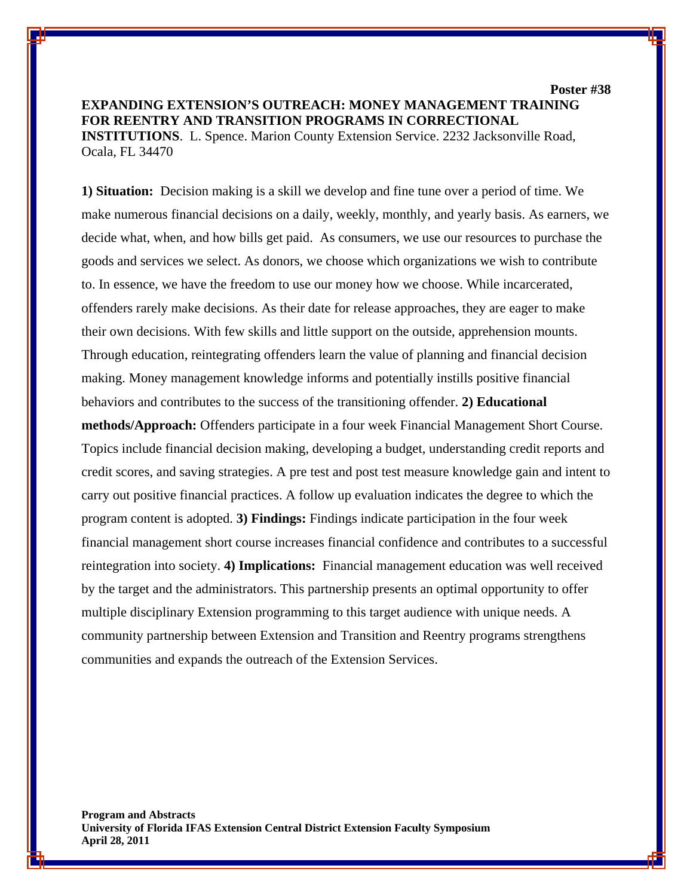**Poster #38**

**EXPANDING EXTENSION'S OUTREACH: MONEY MANAGEMENT TRAINING FOR REENTRY AND TRANSITION PROGRAMS IN CORRECTIONAL INSTITUTIONS**. L. Spence. Marion County Extension Service. 2232 Jacksonville Road, Ocala, FL 34470

**1) Situation:** Decision making is a skill we develop and fine tune over a period of time. We make numerous financial decisions on a daily, weekly, monthly, and yearly basis. As earners, we decide what, when, and how bills get paid. As consumers, we use our resources to purchase the goods and services we select. As donors, we choose which organizations we wish to contribute to. In essence, we have the freedom to use our money how we choose. While incarcerated, offenders rarely make decisions. As their date for release approaches, they are eager to make their own decisions. With few skills and little support on the outside, apprehension mounts. Through education, reintegrating offenders learn the value of planning and financial decision making. Money management knowledge informs and potentially instills positive financial behaviors and contributes to the success of the transitioning offender. **2) Educational methods/Approach:** Offenders participate in a four week Financial Management Short Course. Topics include financial decision making, developing a budget, understanding credit reports and credit scores, and saving strategies. A pre test and post test measure knowledge gain and intent to carry out positive financial practices. A follow up evaluation indicates the degree to which the program content is adopted. **3) Findings:** Findings indicate participation in the four week financial management short course increases financial confidence and contributes to a successful reintegration into society. **4) Implications:** Financial management education was well received by the target and the administrators. This partnership presents an optimal opportunity to offer multiple disciplinary Extension programming to this target audience with unique needs. A community partnership between Extension and Transition and Reentry programs strengthens communities and expands the outreach of the Extension Services.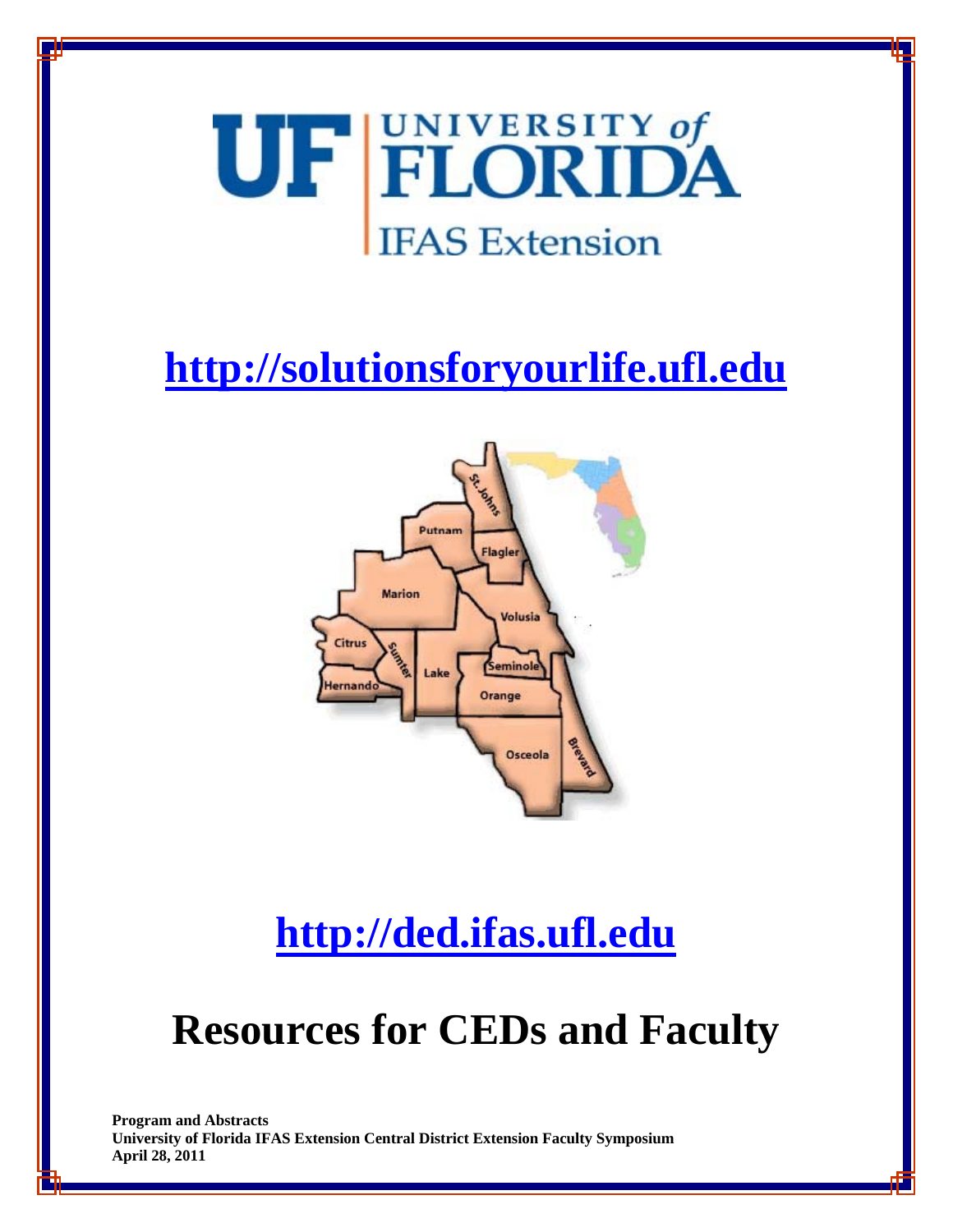UF | UNIVERSITY of FLORIDA

IFAS Extension

## http://solutionsforyourlife.ufl.edu

St. Johns
Putnam
Flagler
Marion
Volusia
Citrus
Sumter
Lake
Seminole
Hernando
Orange
Osceola
Brevard

## http://ded.ifas.ufl.edu

# Resources for CEDs and Faculty

**Program and Abstracts**
**University of Florida IFAS Extension Central District Extension Faculty Symposium**
**April 28, 2011**